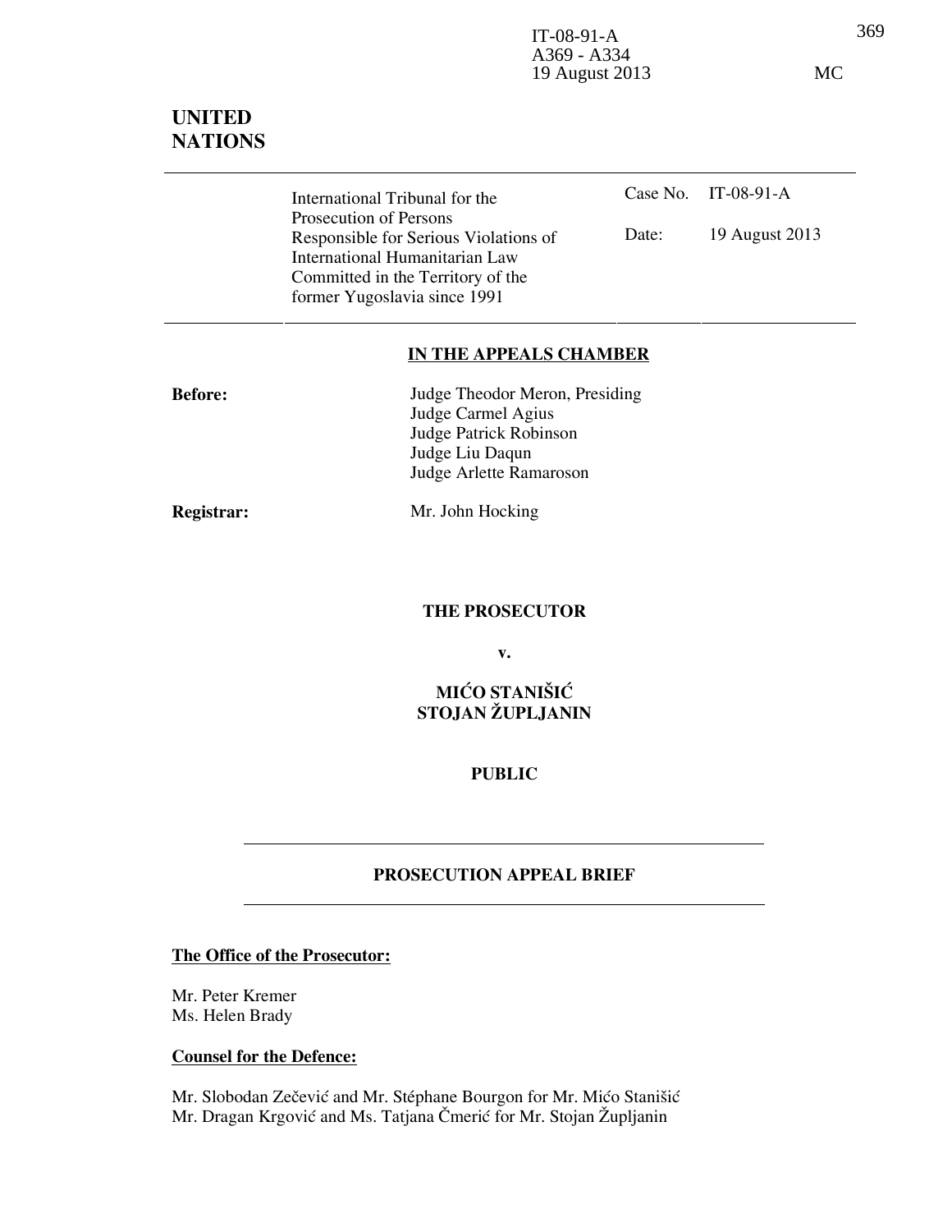IT-08-91-A
A369 - A334
19 August 2013 MC

# UNITED NATIONS

| | | |
|---|---|---|
| International Tribunal for the Prosecution of Persons Responsible for Serious Violations of International Humanitarian Law Committed in the Territory of the former Yugoslavia since 1991 | Case No. | IT-08-91-A |
| | Date: | 19 August 2013 |

## IN THE APPEALS CHAMBER

**Before:** Judge Theodor Meron, Presiding
Judge Carmel Agius
Judge Patrick Robinson
Judge Liu Daqun
Judge Arlette Ramaroson

**Registrar:** Mr. John Hocking

**THE PROSECUTOR**

**v.**

**MIĆO STANIŠIĆ**
**STOJAN ŽUPLJANIN**

**PUBLIC**

## PROSECUTION APPEAL BRIEF

**The Office of the Prosecutor:**

Mr. Peter Kremer
Ms. Helen Brady

**Counsel for the Defence:**

Mr. Slobodan Zečević and Mr. Stéphane Bourgon for Mr. Mićo Stanišić
Mr. Dragan Krgović and Ms. Tatjana Čmerić for Mr. Stojan Župljanin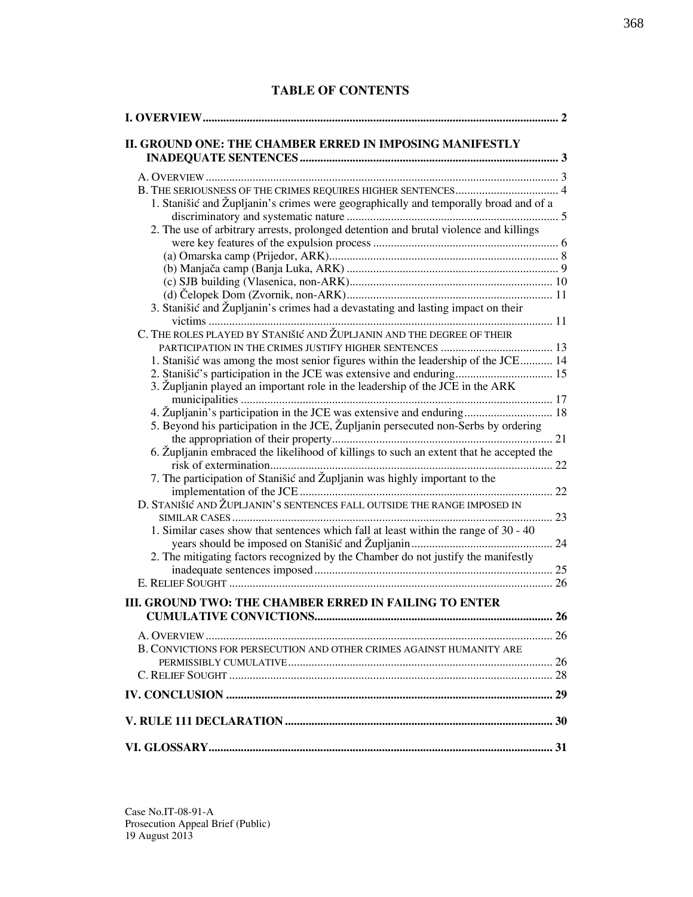## TABLE OF CONTENTS

**I. OVERVIEW** ........................................................................................................ **2**

**II. GROUND ONE: THE CHAMBER ERRED IN IMPOSING MANIFESTLY INADEQUATE SENTENCES** ........................................................................................ **3**

- A. OVERVIEW ........................................................................................................ 3
- B. THE SERIOUSNESS OF THE CRIMES REQUIRES HIGHER SENTENCES .................................. 4
  - 1. Stanišić and Župljanin's crimes were geographically and temporally broad and of a discriminatory and systematic nature ........................................................ 5
  - 2. The use of arbitrary arrests, prolonged detention and brutal violence and killings were key features of the expulsion process ................................................ 6
    - (a) Omarska camp (Prijedor, ARK)............................................................... 8
    - (b) Manjača camp (Banja Luka, ARK) .......................................................... 9
    - (c) SJB building (Vlasenica, non-ARK)...................................................... 10
    - (d) Čelopek Dom (Zvornik, non-ARK)......................................................... 11
  - 3. Stanišić and Župljanin's crimes had a devastating and lasting impact on their victims ..................................................................................................... 11
- C. THE ROLES PLAYED BY STANIŠIĆ AND ŽUPLJANIN AND THE DEGREE OF THEIR PARTICIPATION IN THE CRIMES JUSTIFY HIGHER SENTENCES ...................................... 13
  - 1. Stanišić was among the most senior figures within the leadership of the JCE........... 14
  - 2. Stanišić's participation in the JCE was extensive and enduring................................. 15
  - 3. Župljanin played an important role in the leadership of the JCE in the ARK municipalities ......................................................................................... 17
  - 4. Župljanin's participation in the JCE was extensive and enduring.............................. 18
  - 5. Beyond his participation in the JCE, Župljanin persecuted non-Serbs by ordering the appropriation of their property......................................................... 21
  - 6. Župljanin embraced the likelihood of killings to such an extent that he accepted the risk of extermination.................................................................................. 22
  - 7. The participation of Stanišić and Župljanin was highly important to the implementation of the JCE ...................................................................... 22
- D. STANIŠIĆ AND ŽUPLJANIN'S SENTENCES FALL OUTSIDE THE RANGE IMPOSED IN SIMILAR CASES ............................................................................................ 23
  - 1. Similar cases show that sentences which fall at least within the range of 30 - 40 years should be imposed on Stanišić and Župljanin............................................... 24
  - 2. The mitigating factors recognized by the Chamber do not justify the manifestly inadequate sentences imposed ................................................................ 25
- E. RELIEF SOUGHT ............................................................................................... 26

**III. GROUND TWO: THE CHAMBER ERRED IN FAILING TO ENTER CUMULATIVE CONVICTIONS**................................................................................ **26**

- A. OVERVIEW ...................................................................................................... 26
- B. CONVICTIONS FOR PERSECUTION AND OTHER CRIMES AGAINST HUMANITY ARE PERMISSIBLY CUMULATIVE....................................................................................... 26
- C. RELIEF SOUGHT ............................................................................................... 28

**IV. CONCLUSION** ................................................................................................ **29**

**V. RULE 111 DECLARATION** ........................................................................... **30**

**VI. GLOSSARY**..................................................................................................... **31**

Case No.IT-08-91-A
Prosecution Appeal Brief (Public)
19 August 2013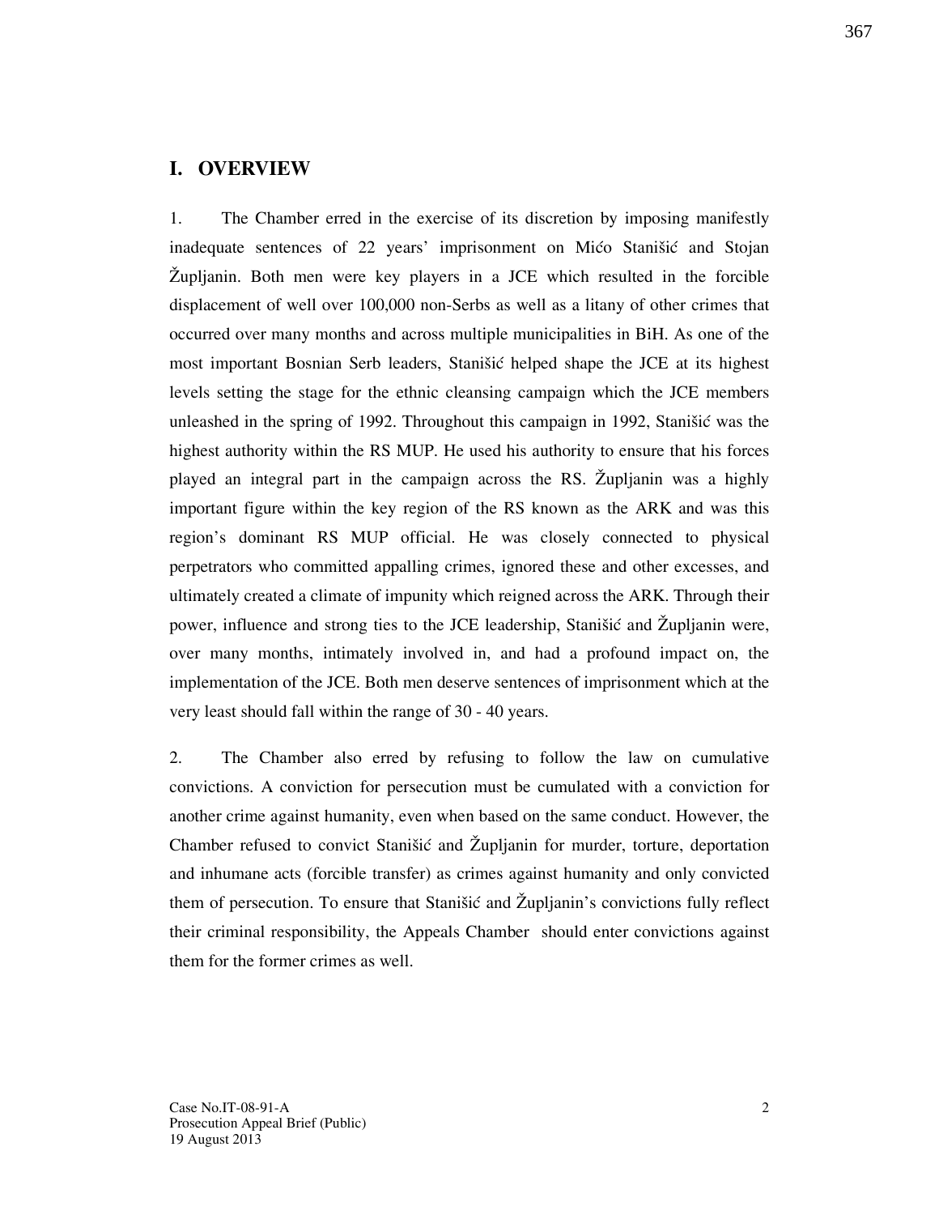## I. OVERVIEW

1. The Chamber erred in the exercise of its discretion by imposing manifestly inadequate sentences of 22 years' imprisonment on Mićo Stanišić and Stojan Župljanin. Both men were key players in a JCE which resulted in the forcible displacement of well over 100,000 non-Serbs as well as a litany of other crimes that occurred over many months and across multiple municipalities in BiH. As one of the most important Bosnian Serb leaders, Stanišić helped shape the JCE at its highest levels setting the stage for the ethnic cleansing campaign which the JCE members unleashed in the spring of 1992. Throughout this campaign in 1992, Stanišić was the highest authority within the RS MUP. He used his authority to ensure that his forces played an integral part in the campaign across the RS. Župljanin was a highly important figure within the key region of the RS known as the ARK and was this region's dominant RS MUP official. He was closely connected to physical perpetrators who committed appalling crimes, ignored these and other excesses, and ultimately created a climate of impunity which reigned across the ARK. Through their power, influence and strong ties to the JCE leadership, Stanišić and Župljanin were, over many months, intimately involved in, and had a profound impact on, the implementation of the JCE. Both men deserve sentences of imprisonment which at the very least should fall within the range of 30 - 40 years.

2. The Chamber also erred by refusing to follow the law on cumulative convictions. A conviction for persecution must be cumulated with a conviction for another crime against humanity, even when based on the same conduct. However, the Chamber refused to convict Stanišić and Župljanin for murder, torture, deportation and inhumane acts (forcible transfer) as crimes against humanity and only convicted them of persecution. To ensure that Stanišić and Župljanin's convictions fully reflect their criminal responsibility, the Appeals Chamber should enter convictions against them for the former crimes as well.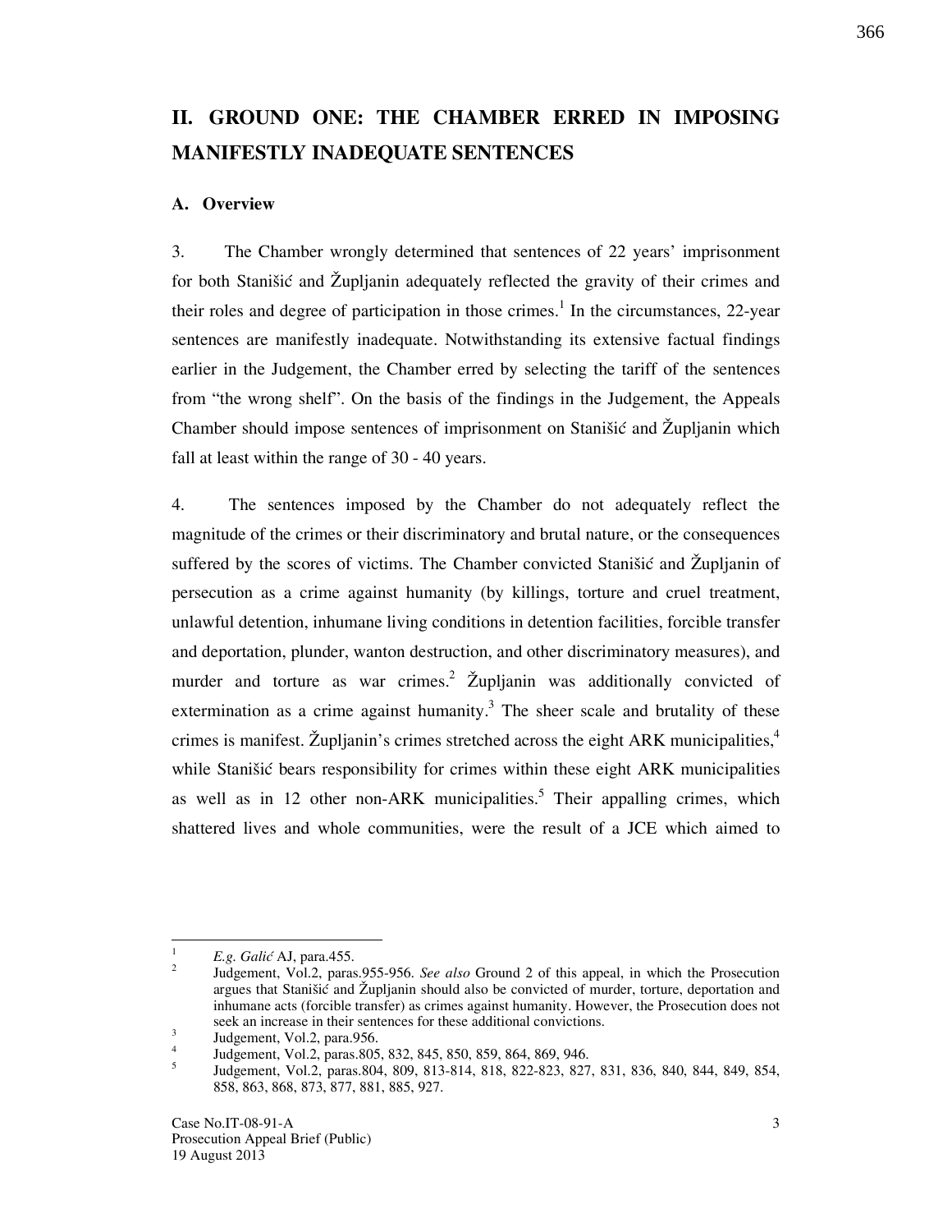# II. GROUND ONE: THE CHAMBER ERRED IN IMPOSING MANIFESTLY INADEQUATE SENTENCES

## A. Overview

3. The Chamber wrongly determined that sentences of 22 years' imprisonment for both Stanišić and Župljanin adequately reflected the gravity of their crimes and their roles and degree of participation in those crimes.[1] In the circumstances, 22-year sentences are manifestly inadequate. Notwithstanding its extensive factual findings earlier in the Judgement, the Chamber erred by selecting the tariff of the sentences from "the wrong shelf". On the basis of the findings in the Judgement, the Appeals Chamber should impose sentences of imprisonment on Stanišić and Župljanin which fall at least within the range of 30 - 40 years.

4. The sentences imposed by the Chamber do not adequately reflect the magnitude of the crimes or their discriminatory and brutal nature, or the consequences suffered by the scores of victims. The Chamber convicted Stanišić and Župljanin of persecution as a crime against humanity (by killings, torture and cruel treatment, unlawful detention, inhumane living conditions in detention facilities, forcible transfer and deportation, plunder, wanton destruction, and other discriminatory measures), and murder and torture as war crimes.[2] Župljanin was additionally convicted of extermination as a crime against humanity.[3] The sheer scale and brutality of these crimes is manifest. Župljanin's crimes stretched across the eight ARK municipalities,[4] while Stanišić bears responsibility for crimes within these eight ARK municipalities as well as in 12 other non-ARK municipalities.[5] Their appalling crimes, which shattered lives and whole communities, were the result of a JCE which aimed to

---

[1] *E.g. Galić* AJ, para.455.

[2] Judgement, Vol.2, paras.955-956. *See also* Ground 2 of this appeal, in which the Prosecution argues that Stanišić and Župljanin should also be convicted of murder, torture, deportation and inhumane acts (forcible transfer) as crimes against humanity. However, the Prosecution does not seek an increase in their sentences for these additional convictions.

[3] Judgement, Vol.2, para.956.

[4] Judgement, Vol.2, paras.805, 832, 845, 850, 859, 864, 869, 946.

[5] Judgement, Vol.2, paras.804, 809, 813-814, 818, 822-823, 827, 831, 836, 840, 844, 849, 854, 858, 863, 868, 873, 877, 881, 885, 927.

Case No.IT-08-91-A
Prosecution Appeal Brief (Public)
19 August 2013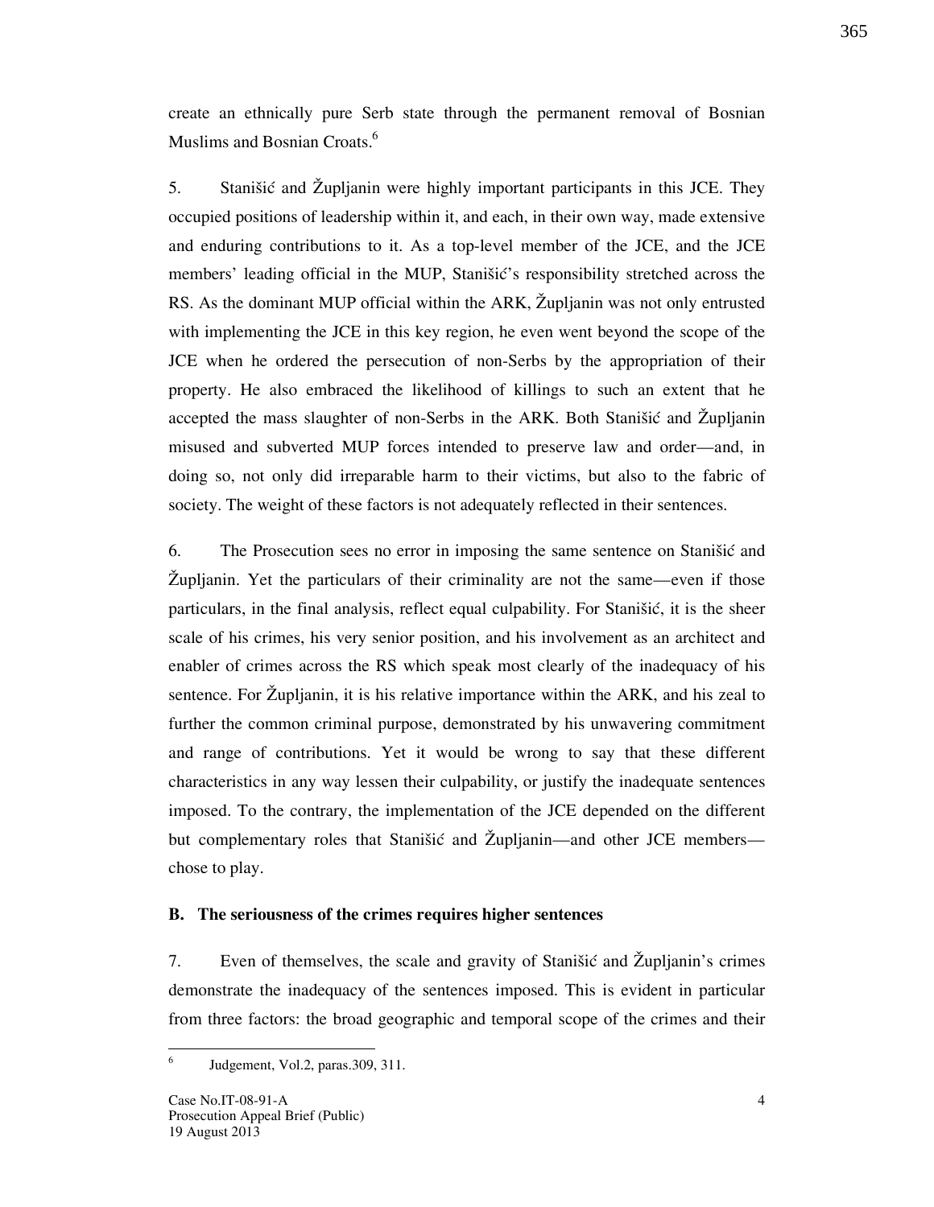create an ethnically pure Serb state through the permanent removal of Bosnian Muslims and Bosnian Croats.[6]

5. Stanišić and Župljanin were highly important participants in this JCE. They occupied positions of leadership within it, and each, in their own way, made extensive and enduring contributions to it. As a top-level member of the JCE, and the JCE members' leading official in the MUP, Stanišić's responsibility stretched across the RS. As the dominant MUP official within the ARK, Župljanin was not only entrusted with implementing the JCE in this key region, he even went beyond the scope of the JCE when he ordered the persecution of non-Serbs by the appropriation of their property. He also embraced the likelihood of killings to such an extent that he accepted the mass slaughter of non-Serbs in the ARK. Both Stanišić and Župljanin misused and subverted MUP forces intended to preserve law and order—and, in doing so, not only did irreparable harm to their victims, but also to the fabric of society. The weight of these factors is not adequately reflected in their sentences.

6. The Prosecution sees no error in imposing the same sentence on Stanišić and Župljanin. Yet the particulars of their criminality are not the same—even if those particulars, in the final analysis, reflect equal culpability. For Stanišić, it is the sheer scale of his crimes, his very senior position, and his involvement as an architect and enabler of crimes across the RS which speak most clearly of the inadequacy of his sentence. For Župljanin, it is his relative importance within the ARK, and his zeal to further the common criminal purpose, demonstrated by his unwavering commitment and range of contributions. Yet it would be wrong to say that these different characteristics in any way lessen their culpability, or justify the inadequate sentences imposed. To the contrary, the implementation of the JCE depended on the different but complementary roles that Stanišić and Župljanin—and other JCE members—chose to play.

### B. The seriousness of the crimes requires higher sentences

7. Even of themselves, the scale and gravity of Stanišić and Župljanin's crimes demonstrate the inadequacy of the sentences imposed. This is evident in particular from three factors: the broad geographic and temporal scope of the crimes and their

---

[6] Judgement, Vol.2, paras.309, 311.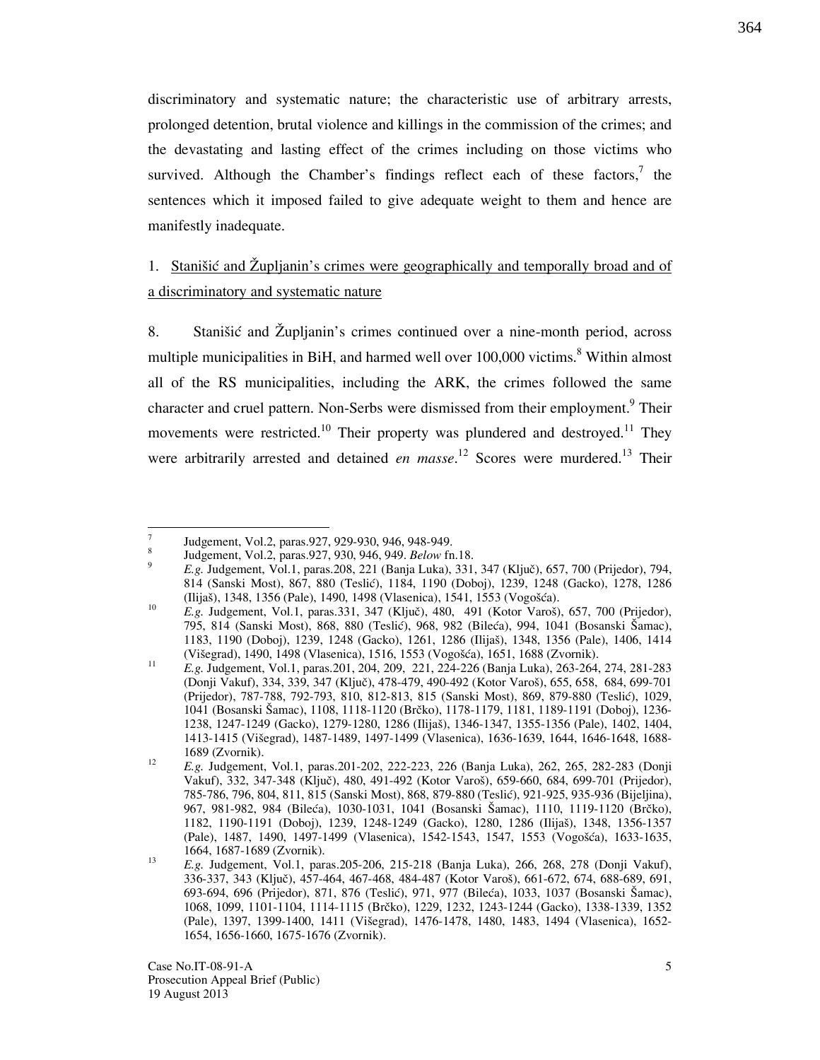discriminatory and systematic nature; the characteristic use of arbitrary arrests, prolonged detention, brutal violence and killings in the commission of the crimes; and the devastating and lasting effect of the crimes including on those victims who survived. Although the Chamber's findings reflect each of these factors,[7] the sentences which it imposed failed to give adequate weight to them and hence are manifestly inadequate.

1. Stanišić and Župljanin's crimes were geographically and temporally broad and of a discriminatory and systematic nature

8. Stanišić and Župljanin's crimes continued over a nine-month period, across multiple municipalities in BiH, and harmed well over 100,000 victims.[8] Within almost all of the RS municipalities, including the ARK, the crimes followed the same character and cruel pattern. Non-Serbs were dismissed from their employment.[9] Their movements were restricted.[10] Their property was plundered and destroyed.[11] They were arbitrarily arrested and detained *en masse*.[12] Scores were murdered.[13] Their

---

[7] Judgement, Vol.2, paras.927, 929-930, 946, 948-949.

[8] Judgement, Vol.2, paras.927, 930, 946, 949. *Below* fn.18.

[9] *E.g.* Judgement, Vol.1, paras.208, 221 (Banja Luka), 331, 347 (Ključ), 657, 700 (Prijedor), 794, 814 (Sanski Most), 867, 880 (Teslić), 1184, 1190 (Doboj), 1239, 1248 (Gacko), 1278, 1286 (Ilijaš), 1348, 1356 (Pale), 1490, 1498 (Vlasenica), 1541, 1553 (Vogošća).

[10] *E.g.* Judgement, Vol.1, paras.331, 347 (Ključ), 480, 491 (Kotor Varoš), 657, 700 (Prijedor), 795, 814 (Sanski Most), 868, 880 (Teslić), 968, 982 (Bileća), 994, 1041 (Bosanski Šamac), 1183, 1190 (Doboj), 1239, 1248 (Gacko), 1261, 1286 (Ilijaš), 1348, 1356 (Pale), 1406, 1414 (Višegrad), 1490, 1498 (Vlasenica), 1516, 1553 (Vogošća), 1651, 1688 (Zvornik).

[11] *E.g.* Judgement, Vol.1, paras.201, 204, 209, 221, 224-226 (Banja Luka), 263-264, 274, 281-283 (Donji Vakuf), 334, 339, 347 (Ključ), 478-479, 490-492 (Kotor Varoš), 655, 658, 684, 699-701 (Prijedor), 787-788, 792-793, 810, 812-813, 815 (Sanski Most), 869, 879-880 (Teslić), 1029, 1041 (Bosanski Šamac), 1108, 1118-1120 (Brčko), 1178-1179, 1181, 1189-1191 (Doboj), 1236-1238, 1247-1249 (Gacko), 1279-1280, 1286 (Ilijaš), 1346-1347, 1355-1356 (Pale), 1402, 1404, 1413-1415 (Višegrad), 1487-1489, 1497-1499 (Vlasenica), 1636-1639, 1644, 1646-1648, 1688-1689 (Zvornik).

[12] *E.g.* Judgement, Vol.1, paras.201-202, 222-223, 226 (Banja Luka), 262, 265, 282-283 (Donji Vakuf), 332, 347-348 (Ključ), 480, 491-492 (Kotor Varoš), 659-660, 684, 699-701 (Prijedor), 785-786, 796, 804, 811, 815 (Sanski Most), 868, 879-880 (Teslić), 921-925, 935-936 (Bijeljina), 967, 981-982, 984 (Bileća), 1030-1031, 1041 (Bosanski Šamac), 1110, 1119-1120 (Brčko), 1182, 1190-1191 (Doboj), 1239, 1248-1249 (Gacko), 1280, 1286 (Ilijaš), 1348, 1356-1357 (Pale), 1487, 1490, 1497-1499 (Vlasenica), 1542-1543, 1547, 1553 (Vogošća), 1633-1635, 1664, 1687-1689 (Zvornik).

[13] *E.g.* Judgement, Vol.1, paras.205-206, 215-218 (Banja Luka), 266, 268, 278 (Donji Vakuf), 336-337, 343 (Ključ), 457-464, 467-468, 484-487 (Kotor Varoš), 661-672, 674, 688-689, 691, 693-694, 696 (Prijedor), 871, 876 (Teslić), 971, 977 (Bileća), 1033, 1037 (Bosanski Šamac), 1068, 1099, 1101-1104, 1114-1115 (Brčko), 1229, 1232, 1243-1244 (Gacko), 1338-1339, 1352 (Pale), 1397, 1399-1400, 1411 (Višegrad), 1476-1478, 1480, 1483, 1494 (Vlasenica), 1652-1654, 1656-1660, 1675-1676 (Zvornik).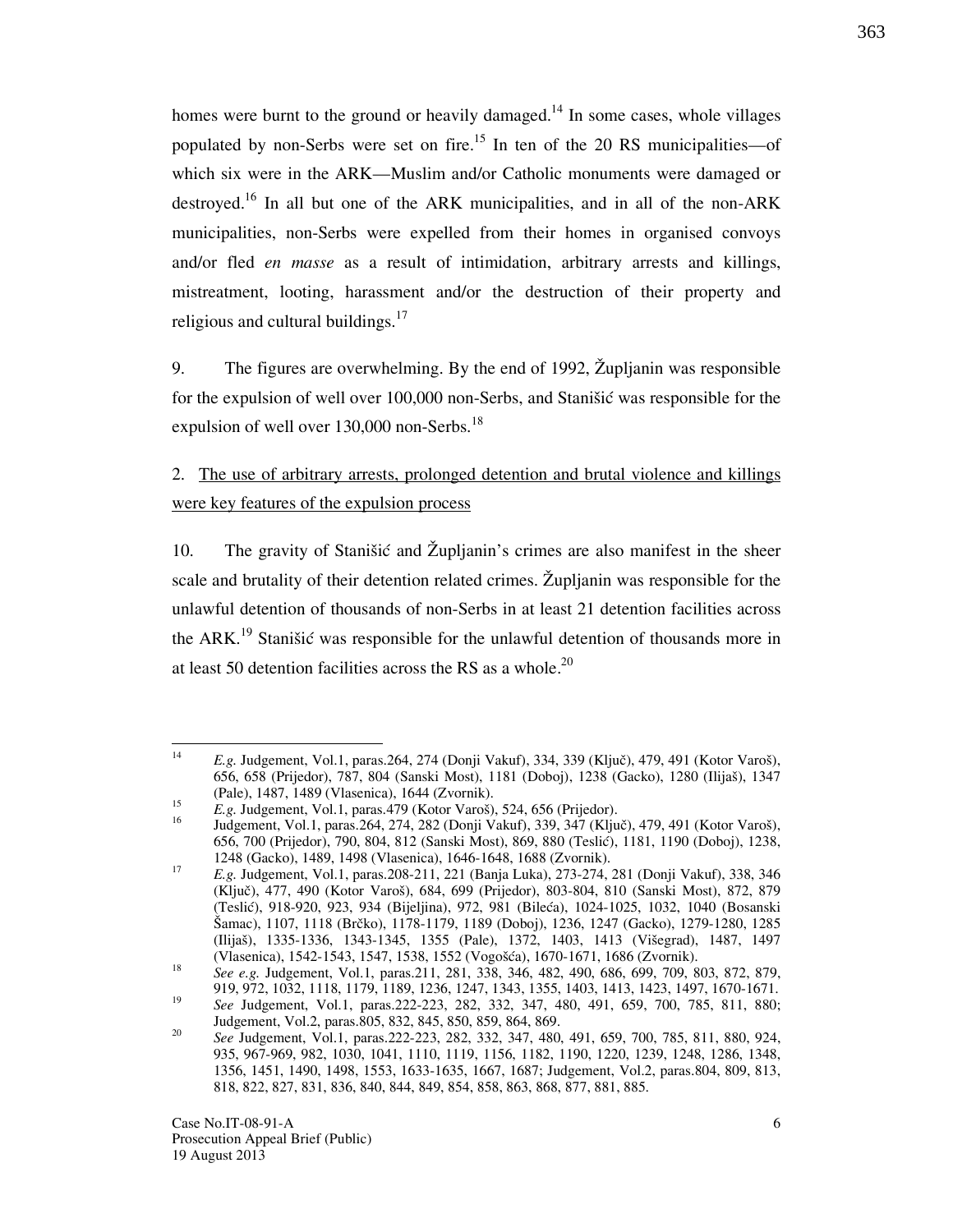homes were burnt to the ground or heavily damaged.[14] In some cases, whole villages populated by non-Serbs were set on fire.[15] In ten of the 20 RS municipalities—of which six were in the ARK—Muslim and/or Catholic monuments were damaged or destroyed.[16] In all but one of the ARK municipalities, and in all of the non-ARK municipalities, non-Serbs were expelled from their homes in organised convoys and/or fled *en masse* as a result of intimidation, arbitrary arrests and killings, mistreatment, looting, harassment and/or the destruction of their property and religious and cultural buildings.[17]

9. The figures are overwhelming. By the end of 1992, Župljanin was responsible for the expulsion of well over 100,000 non-Serbs, and Stanišić was responsible for the expulsion of well over 130,000 non-Serbs.[18]

2. <u>The use of arbitrary arrests, prolonged detention and brutal violence and killings were key features of the expulsion process</u>

10. The gravity of Stanišić and Župljanin's crimes are also manifest in the sheer scale and brutality of their detention related crimes. Župljanin was responsible for the unlawful detention of thousands of non-Serbs in at least 21 detention facilities across the ARK.[19] Stanišić was responsible for the unlawful detention of thousands more in at least 50 detention facilities across the RS as a whole.[20]

---

[14] *E.g.* Judgement, Vol.1, paras.264, 274 (Donji Vakuf), 334, 339 (Ključ), 479, 491 (Kotor Varoš), 656, 658 (Prijedor), 787, 804 (Sanski Most), 1181 (Doboj), 1238 (Gacko), 1280 (Ilijaš), 1347 (Pale), 1487, 1489 (Vlasenica), 1644 (Zvornik).

[15] *E.g.* Judgement, Vol.1, paras.479 (Kotor Varoš), 524, 656 (Prijedor).

[16] Judgement, Vol.1, paras.264, 274, 282 (Donji Vakuf), 339, 347 (Ključ), 479, 491 (Kotor Varoš), 656, 700 (Prijedor), 790, 804, 812 (Sanski Most), 869, 880 (Teslić), 1181, 1190 (Doboj), 1238, 1248 (Gacko), 1489, 1498 (Vlasenica), 1646-1648, 1688 (Zvornik).

[17] *E.g.* Judgement, Vol.1, paras.208-211, 221 (Banja Luka), 273-274, 281 (Donji Vakuf), 338, 346 (Ključ), 477, 490 (Kotor Varoš), 684, 699 (Prijedor), 803-804, 810 (Sanski Most), 872, 879 (Teslić), 918-920, 923, 934 (Bijeljina), 972, 981 (Bileća), 1024-1025, 1032, 1040 (Bosanski Šamac), 1107, 1118 (Brčko), 1178-1179, 1189 (Doboj), 1236, 1247 (Gacko), 1279-1280, 1285 (Ilijaš), 1335-1336, 1343-1345, 1355 (Pale), 1372, 1403, 1413 (Višegrad), 1487, 1497 (Vlasenica), 1542-1543, 1547, 1538, 1552 (Vogošća), 1670-1671, 1686 (Zvornik).

[18] *See e.g.* Judgement, Vol.1, paras.211, 281, 338, 346, 482, 490, 686, 699, 709, 803, 872, 879, 919, 972, 1032, 1118, 1179, 1189, 1236, 1247, 1343, 1355, 1403, 1413, 1423, 1497, 1670-1671.

[19] *See* Judgement, Vol.1, paras.222-223, 282, 332, 347, 480, 491, 659, 700, 785, 811, 880; Judgement, Vol.2, paras.805, 832, 845, 850, 859, 864, 869.

[20] *See* Judgement, Vol.1, paras.222-223, 282, 332, 347, 480, 491, 659, 700, 785, 811, 880, 924, 935, 967-969, 982, 1030, 1041, 1110, 1119, 1156, 1182, 1190, 1220, 1239, 1248, 1286, 1348, 1356, 1451, 1490, 1498, 1553, 1633-1635, 1667, 1687; Judgement, Vol.2, paras.804, 809, 813, 818, 822, 827, 831, 836, 840, 844, 849, 854, 858, 863, 868, 877, 881, 885.

Case No.IT-08-91-A
Prosecution Appeal Brief (Public)
19 August 2013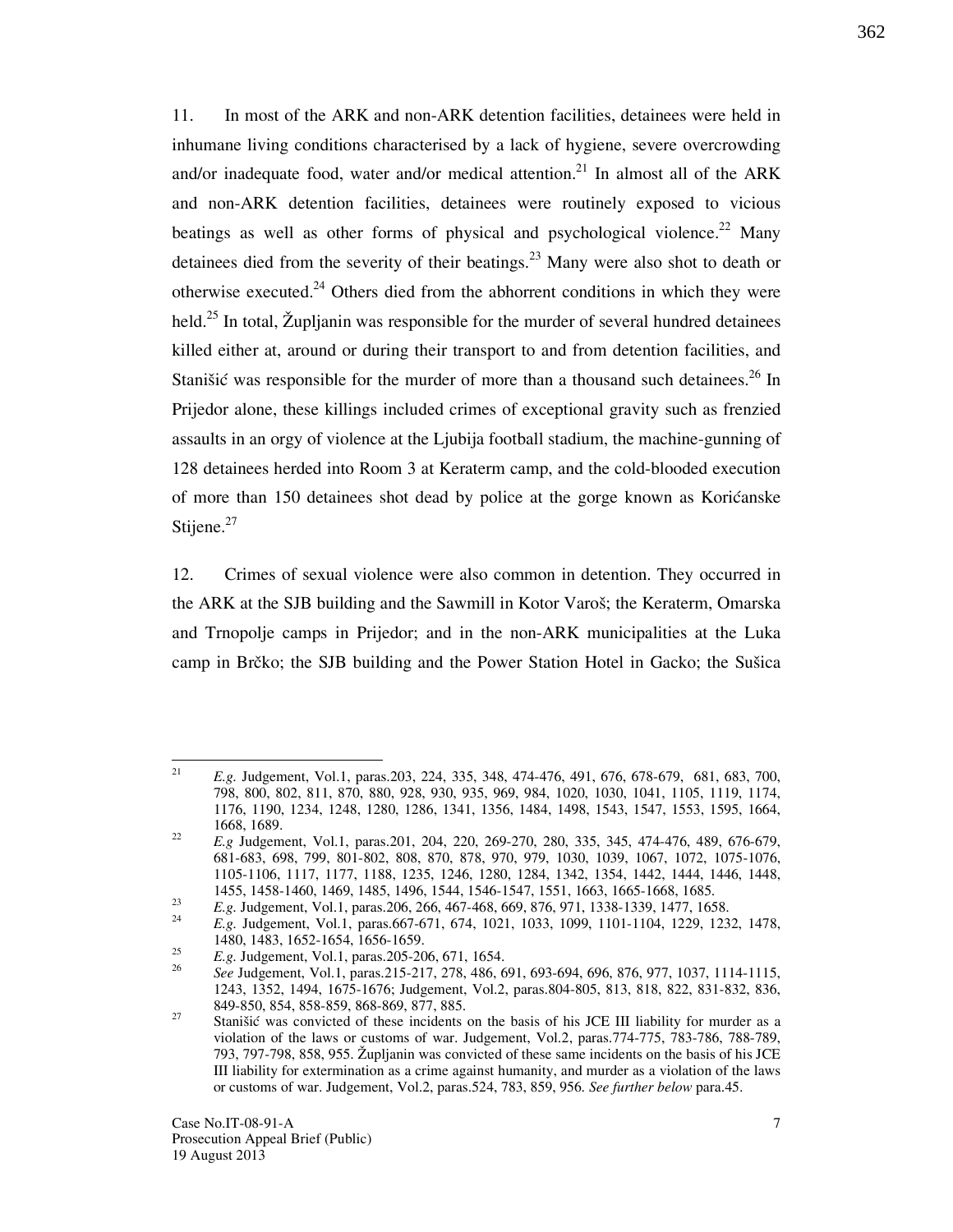11. In most of the ARK and non-ARK detention facilities, detainees were held in inhumane living conditions characterised by a lack of hygiene, severe overcrowding and/or inadequate food, water and/or medical attention.[21] In almost all of the ARK and non-ARK detention facilities, detainees were routinely exposed to vicious beatings as well as other forms of physical and psychological violence.[22] Many detainees died from the severity of their beatings.[23] Many were also shot to death or otherwise executed.[24] Others died from the abhorrent conditions in which they were held.[25] In total, Župljanin was responsible for the murder of several hundred detainees killed either at, around or during their transport to and from detention facilities, and Stanišić was responsible for the murder of more than a thousand such detainees.[26] In Prijedor alone, these killings included crimes of exceptional gravity such as frenzied assaults in an orgy of violence at the Ljubija football stadium, the machine-gunning of 128 detainees herded into Room 3 at Keraterm camp, and the cold-blooded execution of more than 150 detainees shot dead by police at the gorge known as Korićanske Stijene.[27]

12. Crimes of sexual violence were also common in detention. They occurred in the ARK at the SJB building and the Sawmill in Kotor Varoš; the Keraterm, Omarska and Trnopolje camps in Prijedor; and in the non-ARK municipalities at the Luka camp in Brčko; the SJB building and the Power Station Hotel in Gacko; the Sušica

---

[21] *E.g.* Judgement, Vol.1, paras.203, 224, 335, 348, 474-476, 491, 676, 678-679, 681, 683, 700, 798, 800, 802, 811, 870, 880, 928, 930, 935, 969, 984, 1020, 1030, 1041, 1105, 1119, 1174, 1176, 1190, 1234, 1248, 1280, 1286, 1341, 1356, 1484, 1498, 1543, 1547, 1553, 1595, 1664, 1668, 1689.

[22] *E.g* Judgement, Vol.1, paras.201, 204, 220, 269-270, 280, 335, 345, 474-476, 489, 676-679, 681-683, 698, 799, 801-802, 808, 870, 878, 970, 979, 1030, 1039, 1067, 1072, 1075-1076, 1105-1106, 1117, 1177, 1188, 1235, 1246, 1280, 1284, 1342, 1354, 1442, 1444, 1446, 1448, 1455, 1458-1460, 1469, 1485, 1496, 1544, 1546-1547, 1551, 1663, 1665-1668, 1685.

[23] *E.g.* Judgement, Vol.1, paras.206, 266, 467-468, 669, 876, 971, 1338-1339, 1477, 1658.

[24] *E.g.* Judgement, Vol.1, paras.667-671, 674, 1021, 1033, 1099, 1101-1104, 1229, 1232, 1478, 1480, 1483, 1652-1654, 1656-1659.

[25] *E.g.* Judgement, Vol.1, paras.205-206, 671, 1654.

[26] *See* Judgement, Vol.1, paras.215-217, 278, 486, 691, 693-694, 696, 876, 977, 1037, 1114-1115, 1243, 1352, 1494, 1675-1676; Judgement, Vol.2, paras.804-805, 813, 818, 822, 831-832, 836, 849-850, 854, 858-859, 868-869, 877, 885.

[27] Stanišić was convicted of these incidents on the basis of his JCE III liability for murder as a violation of the laws or customs of war. Judgement, Vol.2, paras.774-775, 783-786, 788-789, 793, 797-798, 858, 955. Župljanin was convicted of these same incidents on the basis of his JCE III liability for extermination as a crime against humanity, and murder as a violation of the laws or customs of war. Judgement, Vol.2, paras.524, 783, 859, 956. *See further below* para.45.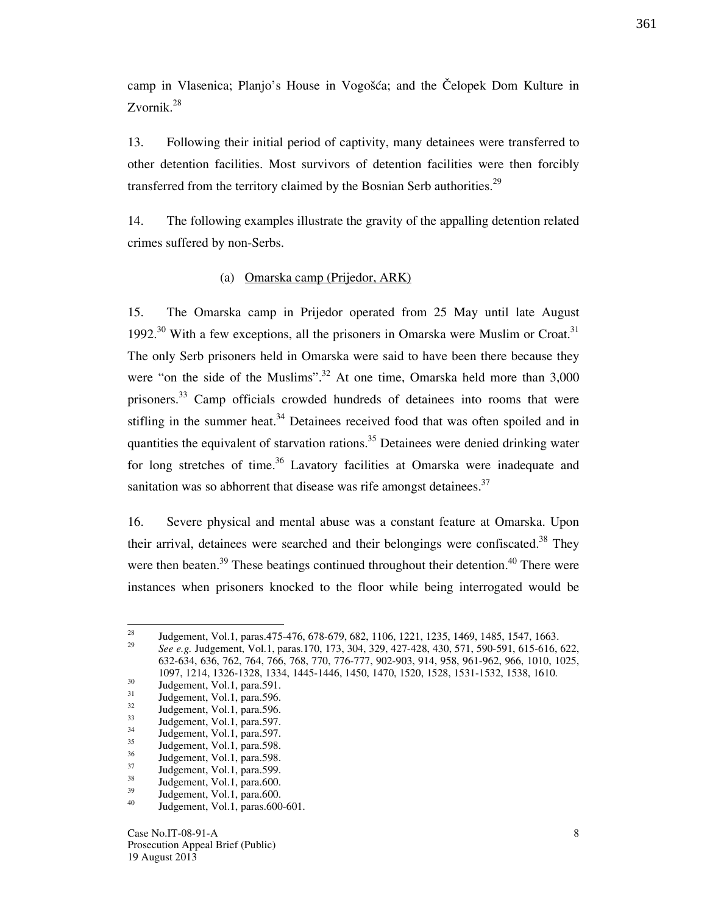camp in Vlasenica; Planjo's House in Vogošća; and the Čelopek Dom Kulture in Zvornik.[28]

13. Following their initial period of captivity, many detainees were transferred to other detention facilities. Most survivors of detention facilities were then forcibly transferred from the territory claimed by the Bosnian Serb authorities.[29]

14. The following examples illustrate the gravity of the appalling detention related crimes suffered by non-Serbs.

(a) Omarska camp (Prijedor, ARK)

15. The Omarska camp in Prijedor operated from 25 May until late August 1992.[30] With a few exceptions, all the prisoners in Omarska were Muslim or Croat.[31] The only Serb prisoners held in Omarska were said to have been there because they were "on the side of the Muslims".[32] At one time, Omarska held more than 3,000 prisoners.[33] Camp officials crowded hundreds of detainees into rooms that were stifling in the summer heat.[34] Detainees received food that was often spoiled and in quantities the equivalent of starvation rations.[35] Detainees were denied drinking water for long stretches of time.[36] Lavatory facilities at Omarska were inadequate and sanitation was so abhorrent that disease was rife amongst detainees.[37]

16. Severe physical and mental abuse was a constant feature at Omarska. Upon their arrival, detainees were searched and their belongings were confiscated.[38] They were then beaten.[39] These beatings continued throughout their detention.[40] There were instances when prisoners knocked to the floor while being interrogated would be

---

[28] Judgement, Vol.1, paras.475-476, 678-679, 682, 1106, 1221, 1235, 1469, 1485, 1547, 1663.

[29] *See e.g.* Judgement, Vol.1, paras.170, 173, 304, 329, 427-428, 430, 571, 590-591, 615-616, 622, 632-634, 636, 762, 764, 766, 768, 770, 776-777, 902-903, 914, 958, 961-962, 966, 1010, 1025, 1097, 1214, 1326-1328, 1334, 1445-1446, 1450, 1470, 1520, 1528, 1531-1532, 1538, 1610.

[30] Judgement, Vol.1, para.591.

[31] Judgement, Vol.1, para.596.

[32] Judgement, Vol.1, para.596.

[33] Judgement, Vol.1, para.597.

[34] Judgement, Vol.1, para.597.

[35] Judgement, Vol.1, para.598.

[36] Judgement, Vol.1, para.598.

[37] Judgement, Vol.1, para.599.

[38] Judgement, Vol.1, para.600.

[39] Judgement, Vol.1, para.600.

[40] Judgement, Vol.1, paras.600-601.

Case No.IT-08-91-A
Prosecution Appeal Brief (Public)
19 August 2013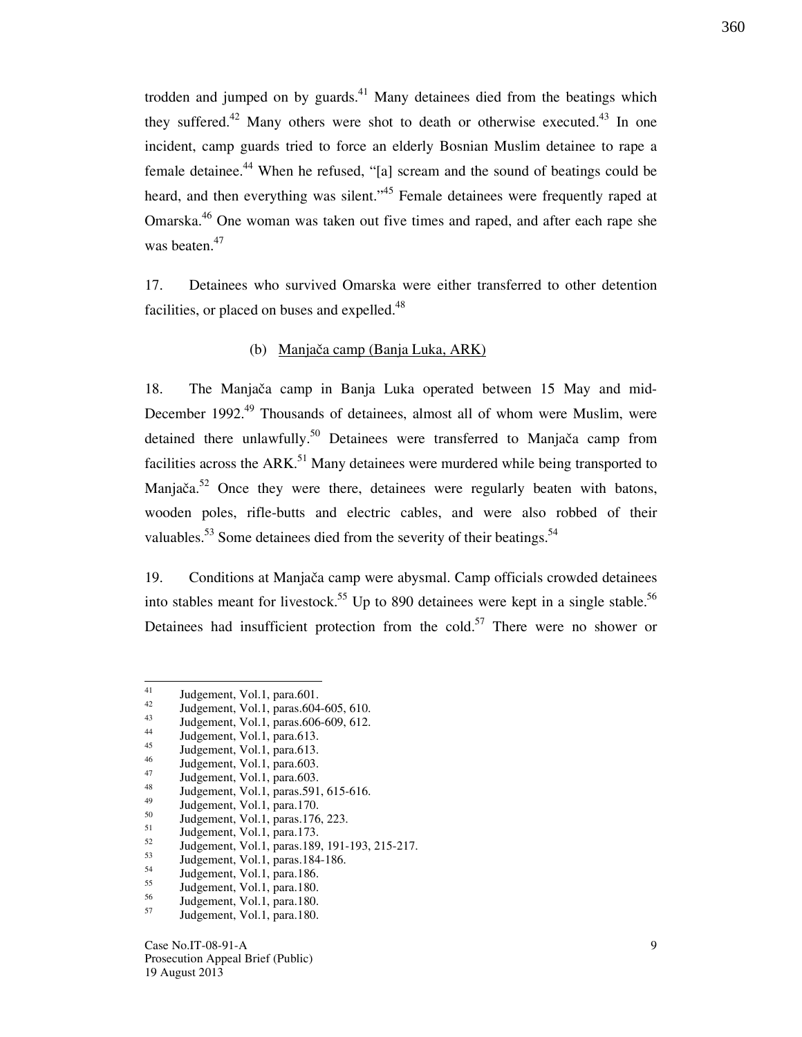trodden and jumped on by guards.[41] Many detainees died from the beatings which they suffered.[42] Many others were shot to death or otherwise executed.[43] In one incident, camp guards tried to force an elderly Bosnian Muslim detainee to rape a female detainee.[44] When he refused, "[a] scream and the sound of beatings could be heard, and then everything was silent."[45] Female detainees were frequently raped at Omarska.[46] One woman was taken out five times and raped, and after each rape she was beaten.[47]

17. Detainees who survived Omarska were either transferred to other detention facilities, or placed on buses and expelled.[48]

(b) Manjača camp (Banja Luka, ARK)

18. The Manjača camp in Banja Luka operated between 15 May and mid-December 1992.[49] Thousands of detainees, almost all of whom were Muslim, were detained there unlawfully.[50] Detainees were transferred to Manjača camp from facilities across the ARK.[51] Many detainees were murdered while being transported to Manjača.[52] Once they were there, detainees were regularly beaten with batons, wooden poles, rifle-butts and electric cables, and were also robbed of their valuables.[53] Some detainees died from the severity of their beatings.[54]

19. Conditions at Manjača camp were abysmal. Camp officials crowded detainees into stables meant for livestock.[55] Up to 890 detainees were kept in a single stable.[56] Detainees had insufficient protection from the cold.[57] There were no shower or

---

[41] Judgement, Vol.1, para.601.
[42] Judgement, Vol.1, paras.604-605, 610.
[43] Judgement, Vol.1, paras.606-609, 612.
[44] Judgement, Vol.1, para.613.
[45] Judgement, Vol.1, para.613.
[46] Judgement, Vol.1, para.603.
[47] Judgement, Vol.1, para.603.
[48] Judgement, Vol.1, paras.591, 615-616.
[49] Judgement, Vol.1, para.170.
[50] Judgement, Vol.1, paras.176, 223.
[51] Judgement, Vol.1, para.173.
[52] Judgement, Vol.1, paras.189, 191-193, 215-217.
[53] Judgement, Vol.1, paras.184-186.
[54] Judgement, Vol.1, para.186.
[55] Judgement, Vol.1, para.180.
[56] Judgement, Vol.1, para.180.
[57] Judgement, Vol.1, para.180.

Case No.IT-08-91-A
Prosecution Appeal Brief (Public)
19 August 2013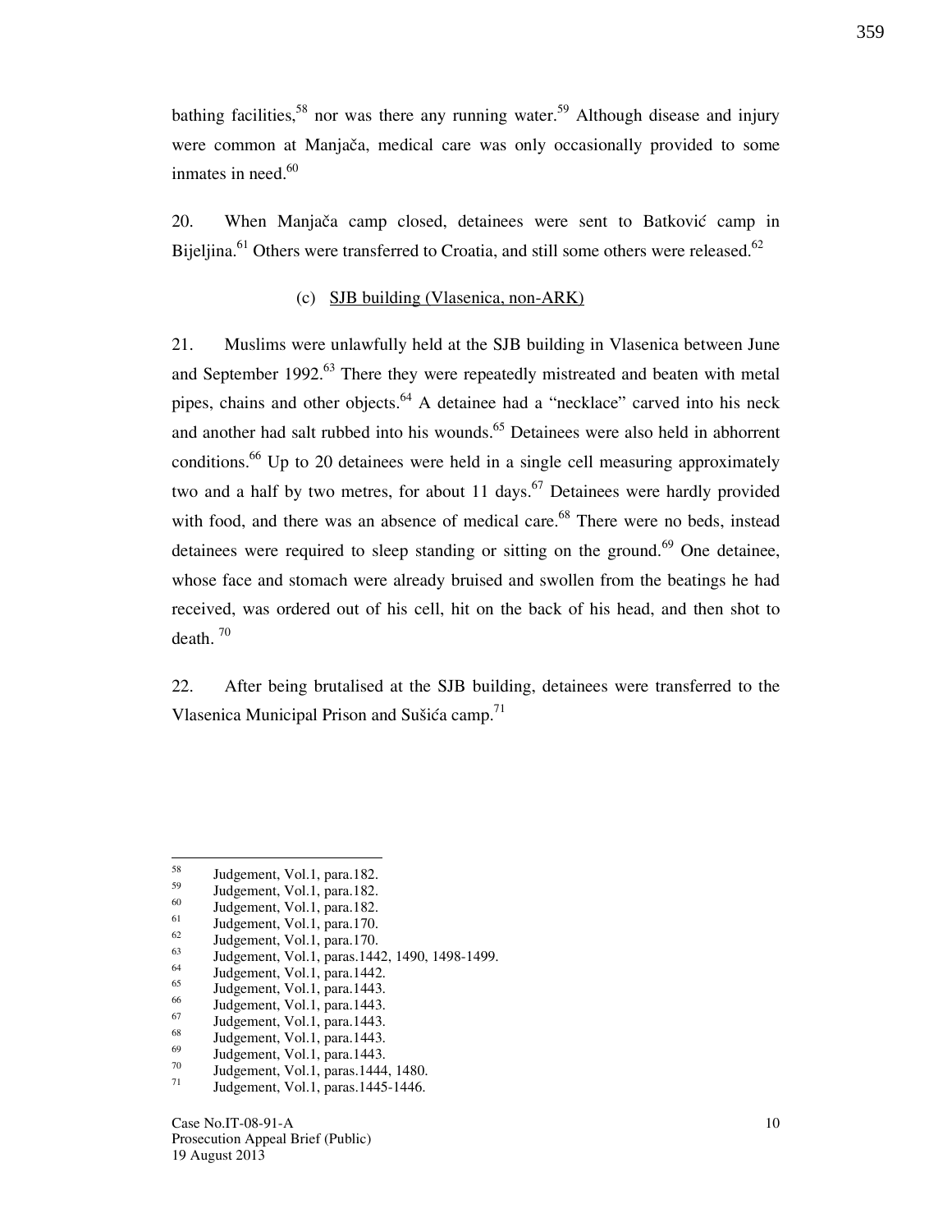bathing facilities,[58] nor was there any running water.[59] Although disease and injury were common at Manjača, medical care was only occasionally provided to some inmates in need.[60]

20. When Manjača camp closed, detainees were sent to Batković camp in Bijeljina.[61] Others were transferred to Croatia, and still some others were released.[62]

(c) SJB building (Vlasenica, non-ARK)

21. Muslims were unlawfully held at the SJB building in Vlasenica between June and September 1992.[63] There they were repeatedly mistreated and beaten with metal pipes, chains and other objects.[64] A detainee had a "necklace" carved into his neck and another had salt rubbed into his wounds.[65] Detainees were also held in abhorrent conditions.[66] Up to 20 detainees were held in a single cell measuring approximately two and a half by two metres, for about 11 days.[67] Detainees were hardly provided with food, and there was an absence of medical care.[68] There were no beds, instead detainees were required to sleep standing or sitting on the ground.[69] One detainee, whose face and stomach were already bruised and swollen from the beatings he had received, was ordered out of his cell, hit on the back of his head, and then shot to death.[70]

22. After being brutalised at the SJB building, detainees were transferred to the Vlasenica Municipal Prison and Sušića camp.[71]

---

[58] Judgement, Vol.1, para.182.
[59] Judgement, Vol.1, para.182.
[60] Judgement, Vol.1, para.182.
[61] Judgement, Vol.1, para.170.
[62] Judgement, Vol.1, para.170.
[63] Judgement, Vol.1, paras.1442, 1490, 1498-1499.
[64] Judgement, Vol.1, para.1442.
[65] Judgement, Vol.1, para.1443.
[66] Judgement, Vol.1, para.1443.
[67] Judgement, Vol.1, para.1443.
[68] Judgement, Vol.1, para.1443.
[69] Judgement, Vol.1, para.1443.
[70] Judgement, Vol.1, paras.1444, 1480.
[71] Judgement, Vol.1, paras.1445-1446.

Case No.IT-08-91-A
Prosecution Appeal Brief (Public)
19 August 2013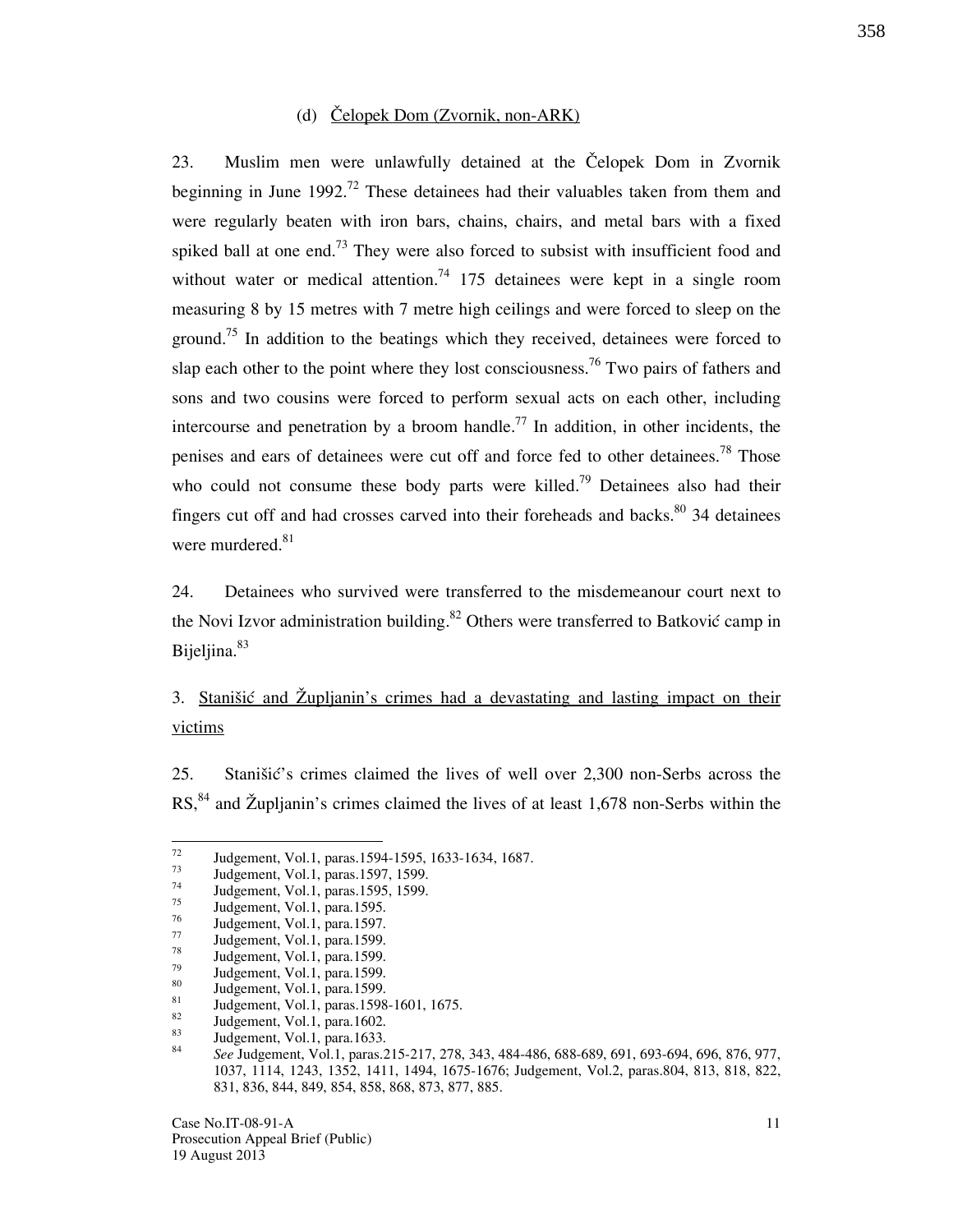(d) Čelopek Dom (Zvornik, non-ARK)

23. Muslim men were unlawfully detained at the Čelopek Dom in Zvornik beginning in June 1992.[72] These detainees had their valuables taken from them and were regularly beaten with iron bars, chains, chairs, and metal bars with a fixed spiked ball at one end.[73] They were also forced to subsist with insufficient food and without water or medical attention.[74] 175 detainees were kept in a single room measuring 8 by 15 metres with 7 metre high ceilings and were forced to sleep on the ground.[75] In addition to the beatings which they received, detainees were forced to slap each other to the point where they lost consciousness.[76] Two pairs of fathers and sons and two cousins were forced to perform sexual acts on each other, including intercourse and penetration by a broom handle.[77] In addition, in other incidents, the penises and ears of detainees were cut off and force fed to other detainees.[78] Those who could not consume these body parts were killed.[79] Detainees also had their fingers cut off and had crosses carved into their foreheads and backs.[80] 34 detainees were murdered.[81]

24. Detainees who survived were transferred to the misdemeanour court next to the Novi Izvor administration building.[82] Others were transferred to Batković camp in Bijeljina.[83]

3. Stanišić and Župljanin's crimes had a devastating and lasting impact on their victims

25. Stanišić's crimes claimed the lives of well over 2,300 non-Serbs across the RS,[84] and Župljanin's crimes claimed the lives of at least 1,678 non-Serbs within the

---

[72] Judgement, Vol.1, paras.1594-1595, 1633-1634, 1687.
[73] Judgement, Vol.1, paras.1597, 1599.
[74] Judgement, Vol.1, paras.1595, 1599.
[75] Judgement, Vol.1, para.1595.
[76] Judgement, Vol.1, para.1597.
[77] Judgement, Vol.1, para.1599.
[78] Judgement, Vol.1, para.1599.
[79] Judgement, Vol.1, para.1599.
[80] Judgement, Vol.1, para.1599.
[81] Judgement, Vol.1, paras.1598-1601, 1675.
[82] Judgement, Vol.1, para.1602.
[83] Judgement, Vol.1, para.1633.
[84] *See* Judgement, Vol.1, paras.215-217, 278, 343, 484-486, 688-689, 691, 693-694, 696, 876, 977, 1037, 1114, 1243, 1352, 1411, 1494, 1675-1676; Judgement, Vol.2, paras.804, 813, 818, 822, 831, 836, 844, 849, 854, 858, 868, 873, 877, 885.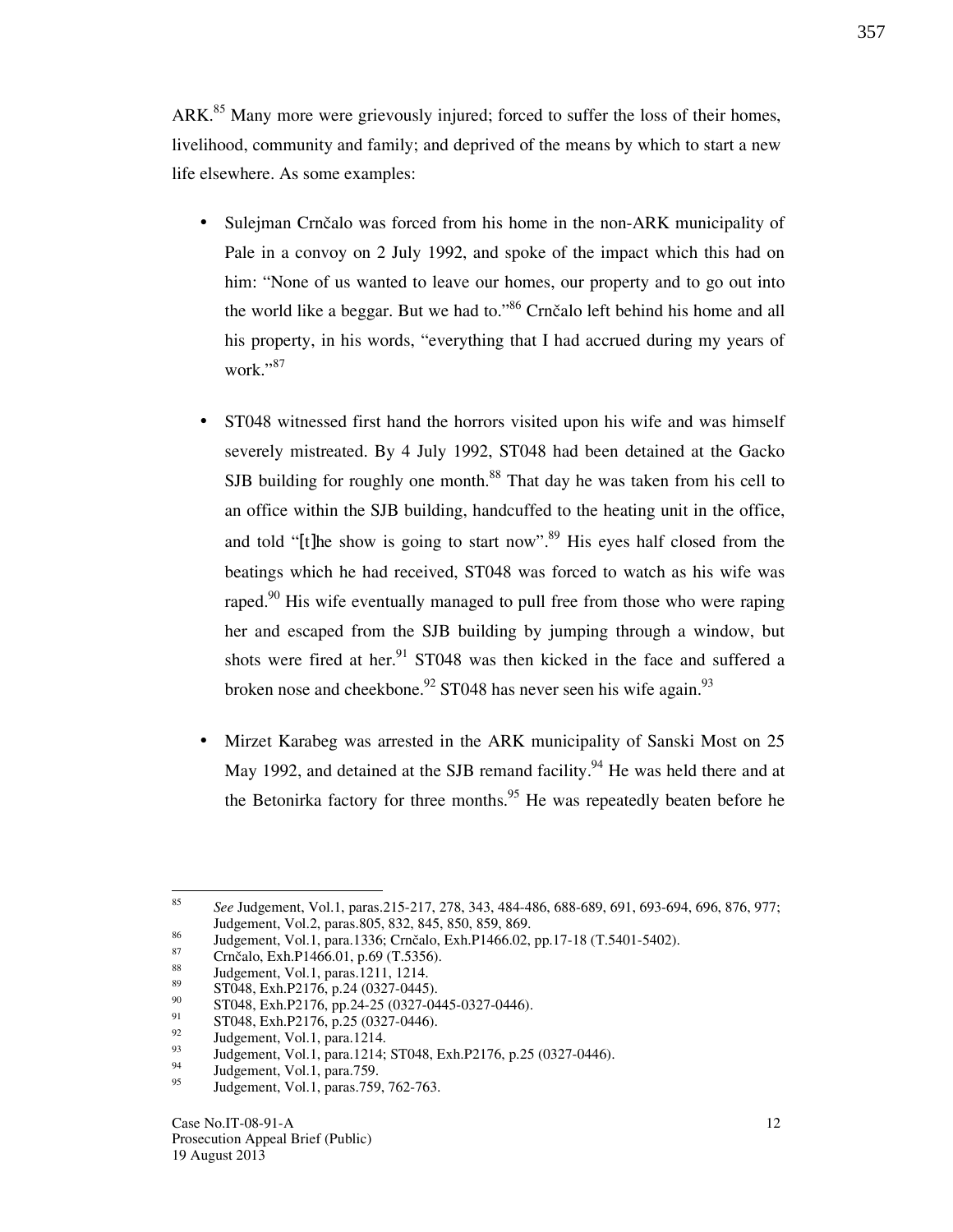ARK.[85] Many more were grievously injured; forced to suffer the loss of their homes, livelihood, community and family; and deprived of the means by which to start a new life elsewhere. As some examples:

- Sulejman Crnčalo was forced from his home in the non-ARK municipality of Pale in a convoy on 2 July 1992, and spoke of the impact which this had on him: "None of us wanted to leave our homes, our property and to go out into the world like a beggar. But we had to."[86] Crnčalo left behind his home and all his property, in his words, "everything that I had accrued during my years of work."[87]

- ST048 witnessed first hand the horrors visited upon his wife and was himself severely mistreated. By 4 July 1992, ST048 had been detained at the Gacko SJB building for roughly one month.[88] That day he was taken from his cell to an office within the SJB building, handcuffed to the heating unit in the office, and told "[t]he show is going to start now".[89] His eyes half closed from the beatings which he had received, ST048 was forced to watch as his wife was raped.[90] His wife eventually managed to pull free from those who were raping her and escaped from the SJB building by jumping through a window, but shots were fired at her.[91] ST048 was then kicked in the face and suffered a broken nose and cheekbone.[92] ST048 has never seen his wife again.[93]

- Mirzet Karabeg was arrested in the ARK municipality of Sanski Most on 25 May 1992, and detained at the SJB remand facility.[94] He was held there and at the Betonirka factory for three months.[95] He was repeatedly beaten before he

---

[85] *See* Judgement, Vol.1, paras.215-217, 278, 343, 484-486, 688-689, 691, 693-694, 696, 876, 977; Judgement, Vol.2, paras.805, 832, 845, 850, 859, 869.

[86] Judgement, Vol.1, para.1336; Crnčalo, Exh.P1466.02, pp.17-18 (T.5401-5402).

[87] Crnčalo, Exh.P1466.01, p.69 (T.5356).

[88] Judgement, Vol.1, paras.1211, 1214.

[89] ST048, Exh.P2176, p.24 (0327-0445).

[90] ST048, Exh.P2176, pp.24-25 (0327-0445-0327-0446).

[91] ST048, Exh.P2176, p.25 (0327-0446).

[92] Judgement, Vol.1, para.1214.

[93] Judgement, Vol.1, para.1214; ST048, Exh.P2176, p.25 (0327-0446).

[94] Judgement, Vol.1, para.759.

[95] Judgement, Vol.1, paras.759, 762-763.

Case No.IT-08-91-A
Prosecution Appeal Brief (Public)
19 August 2013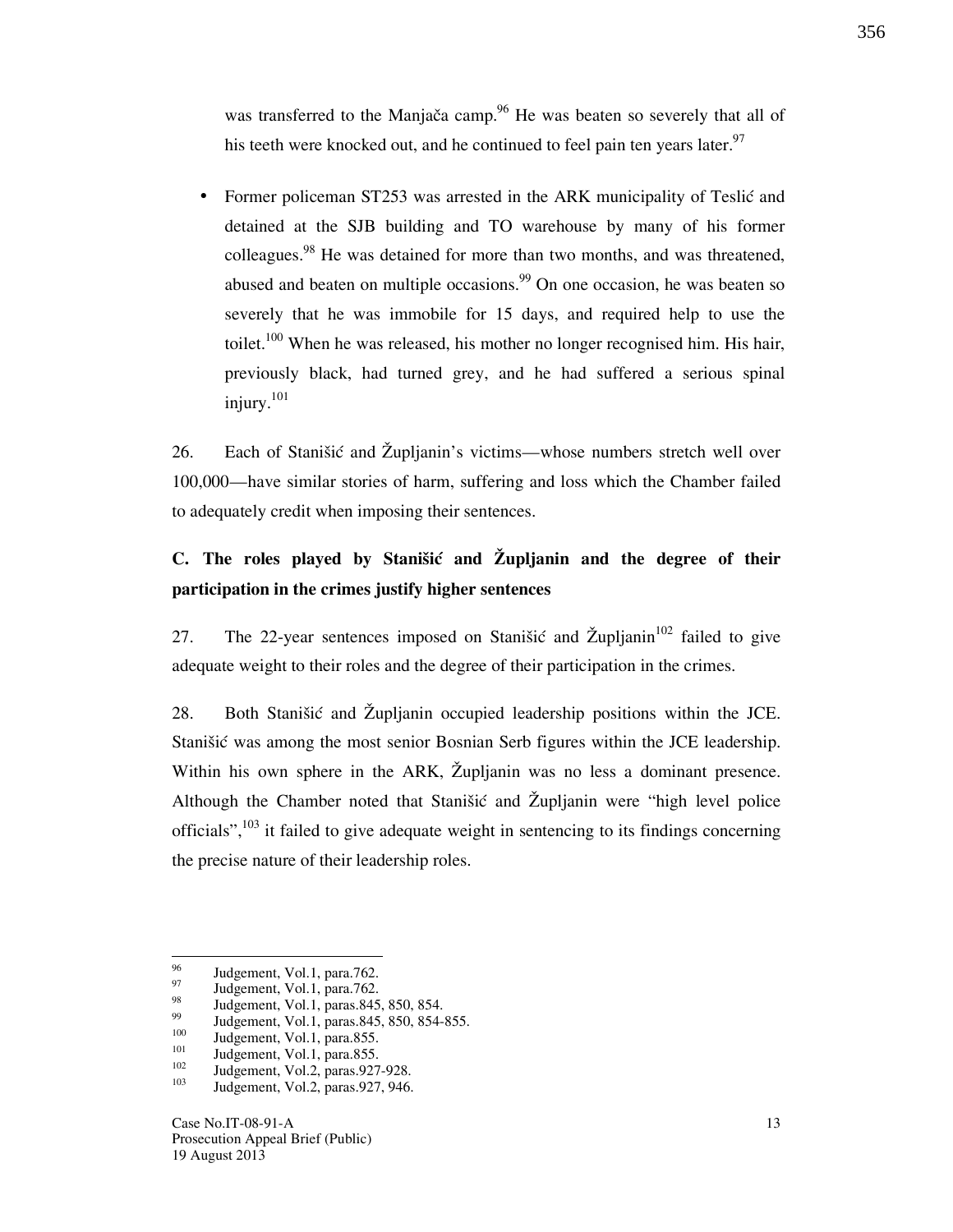was transferred to the Manjača camp.[96] He was beaten so severely that all of his teeth were knocked out, and he continued to feel pain ten years later.[97]

- Former policeman ST253 was arrested in the ARK municipality of Teslić and detained at the SJB building and TO warehouse by many of his former colleagues.[98] He was detained for more than two months, and was threatened, abused and beaten on multiple occasions.[99] On one occasion, he was beaten so severely that he was immobile for 15 days, and required help to use the toilet.[100] When he was released, his mother no longer recognised him. His hair, previously black, had turned grey, and he had suffered a serious spinal injury.[101]

26. Each of Stanišić and Župljanin's victims—whose numbers stretch well over 100,000—have similar stories of harm, suffering and loss which the Chamber failed to adequately credit when imposing their sentences.

## C. The roles played by Stanišić and Župljanin and the degree of their participation in the crimes justify higher sentences

27. The 22-year sentences imposed on Stanišić and Župljanin[102] failed to give adequate weight to their roles and the degree of their participation in the crimes.

28. Both Stanišić and Župljanin occupied leadership positions within the JCE. Stanišić was among the most senior Bosnian Serb figures within the JCE leadership. Within his own sphere in the ARK, Župljanin was no less a dominant presence. Although the Chamber noted that Stanišić and Župljanin were "high level police officials",[103] it failed to give adequate weight in sentencing to its findings concerning the precise nature of their leadership roles.

---

[96] Judgement, Vol.1, para.762.
[97] Judgement, Vol.1, para.762.
[98] Judgement, Vol.1, paras.845, 850, 854.
[99] Judgement, Vol.1, paras.845, 850, 854-855.
[100] Judgement, Vol.1, para.855.
[101] Judgement, Vol.1, para.855.
[102] Judgement, Vol.2, paras.927-928.
[103] Judgement, Vol.2, paras.927, 946.

Case No.IT-08-91-A
Prosecution Appeal Brief (Public)
19 August 2013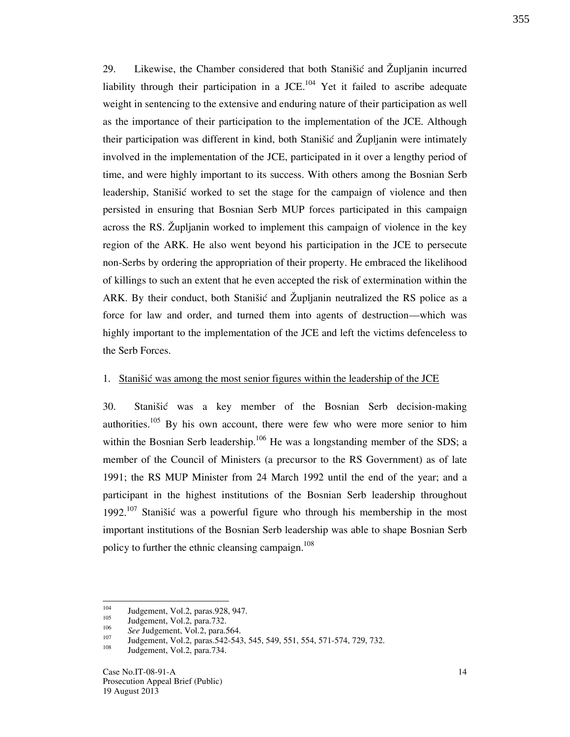29. Likewise, the Chamber considered that both Stanišić and Župljanin incurred liability through their participation in a JCE.[104] Yet it failed to ascribe adequate weight in sentencing to the extensive and enduring nature of their participation as well as the importance of their participation to the implementation of the JCE. Although their participation was different in kind, both Stanišić and Župljanin were intimately involved in the implementation of the JCE, participated in it over a lengthy period of time, and were highly important to its success. With others among the Bosnian Serb leadership, Stanišić worked to set the stage for the campaign of violence and then persisted in ensuring that Bosnian Serb MUP forces participated in this campaign across the RS. Župljanin worked to implement this campaign of violence in the key region of the ARK. He also went beyond his participation in the JCE to persecute non-Serbs by ordering the appropriation of their property. He embraced the likelihood of killings to such an extent that he even accepted the risk of extermination within the ARK. By their conduct, both Stanišić and Župljanin neutralized the RS police as a force for law and order, and turned them into agents of destruction—which was highly important to the implementation of the JCE and left the victims defenceless to the Serb Forces.

1. <u>Stanišić was among the most senior figures within the leadership of the JCE</u>

30. Stanišić was a key member of the Bosnian Serb decision-making authorities.[105] By his own account, there were few who were more senior to him within the Bosnian Serb leadership.[106] He was a longstanding member of the SDS; a member of the Council of Ministers (a precursor to the RS Government) as of late 1991; the RS MUP Minister from 24 March 1992 until the end of the year; and a participant in the highest institutions of the Bosnian Serb leadership throughout 1992.[107] Stanišić was a powerful figure who through his membership in the most important institutions of the Bosnian Serb leadership was able to shape Bosnian Serb policy to further the ethnic cleansing campaign.[108]

---

[104] Judgement, Vol.2, paras.928, 947.
[105] Judgement, Vol.2, para.732.
[106] *See* Judgement, Vol.2, para.564.
[107] Judgement, Vol.2, paras.542-543, 545, 549, 551, 554, 571-574, 729, 732.
[108] Judgement, Vol.2, para.734.

Case No.IT-08-91-A
Prosecution Appeal Brief (Public)
19 August 2013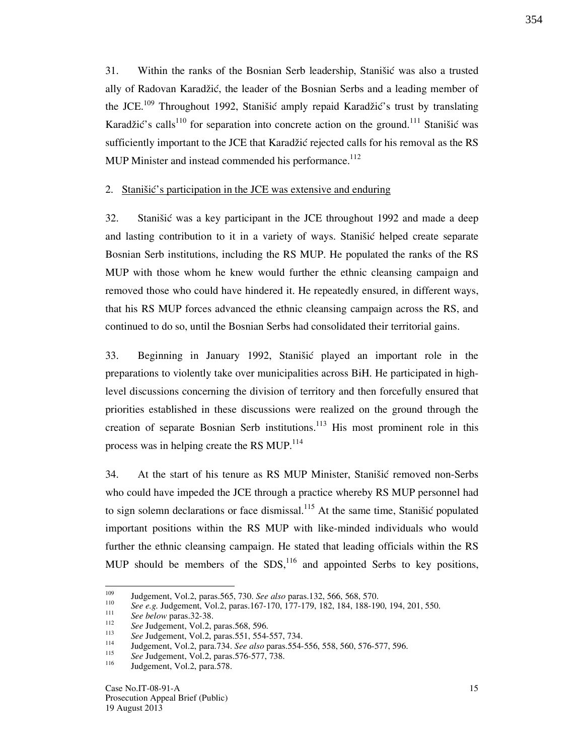31. Within the ranks of the Bosnian Serb leadership, Stanišić was also a trusted ally of Radovan Karadžić, the leader of the Bosnian Serbs and a leading member of the JCE.[109] Throughout 1992, Stanišić amply repaid Karadžić's trust by translating Karadžić's calls[110] for separation into concrete action on the ground.[111] Stanišić was sufficiently important to the JCE that Karadžić rejected calls for his removal as the RS MUP Minister and instead commended his performance.[112]

2. <u>Stanišić's participation in the JCE was extensive and enduring</u>

32. Stanišić was a key participant in the JCE throughout 1992 and made a deep and lasting contribution to it in a variety of ways. Stanišić helped create separate Bosnian Serb institutions, including the RS MUP. He populated the ranks of the RS MUP with those whom he knew would further the ethnic cleansing campaign and removed those who could have hindered it. He repeatedly ensured, in different ways, that his RS MUP forces advanced the ethnic cleansing campaign across the RS, and continued to do so, until the Bosnian Serbs had consolidated their territorial gains.

33. Beginning in January 1992, Stanišić played an important role in the preparations to violently take over municipalities across BiH. He participated in high-level discussions concerning the division of territory and then forcefully ensured that priorities established in these discussions were realized on the ground through the creation of separate Bosnian Serb institutions.[113] His most prominent role in this process was in helping create the RS MUP.[114]

34. At the start of his tenure as RS MUP Minister, Stanišić removed non-Serbs who could have impeded the JCE through a practice whereby RS MUP personnel had to sign solemn declarations or face dismissal.[115] At the same time, Stanišić populated important positions within the RS MUP with like-minded individuals who would further the ethnic cleansing campaign. He stated that leading officials within the RS MUP should be members of the SDS,[116] and appointed Serbs to key positions,

---

109 Judgement, Vol.2, paras.565, 730. *See also* paras.132, 566, 568, 570.

110 *See e.g.* Judgement, Vol.2, paras.167-170, 177-179, 182, 184, 188-190, 194, 201, 550.

111 *See below* paras.32-38.

112 *See* Judgement, Vol.2, paras.568, 596.

113 *See* Judgement, Vol.2, paras.551, 554-557, 734.

114 Judgement, Vol.2, para.734. *See also* paras.554-556, 558, 560, 576-577, 596.

115 *See* Judgement, Vol.2, paras.576-577, 738.

116 Judgement, Vol.2, para.578.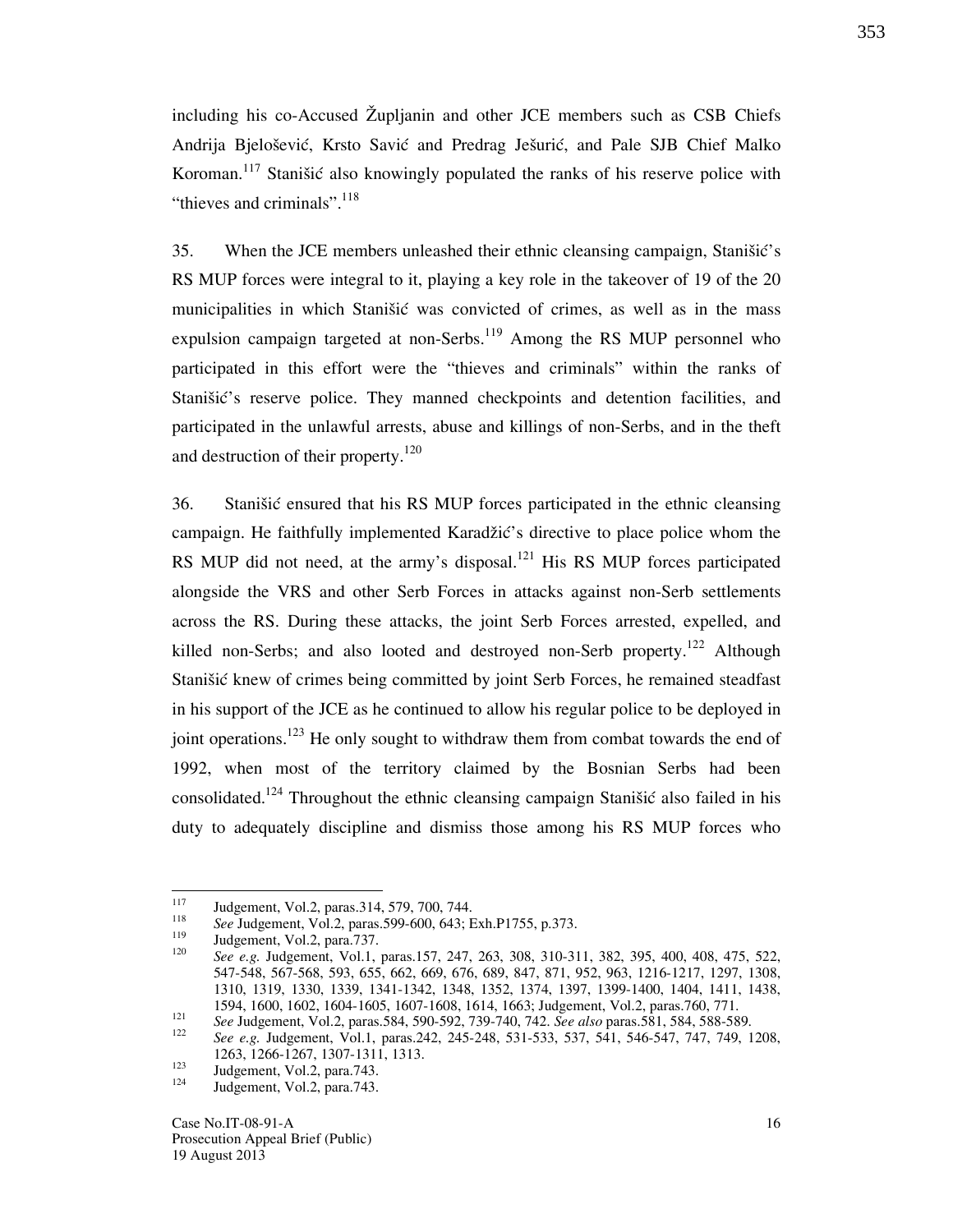including his co-Accused Župljanin and other JCE members such as CSB Chiefs Andrija Bjelošević, Krsto Savić and Predrag Ješurić, and Pale SJB Chief Malko Koroman.[117] Stanišić also knowingly populated the ranks of his reserve police with "thieves and criminals".[118]

35. When the JCE members unleashed their ethnic cleansing campaign, Stanišić's RS MUP forces were integral to it, playing a key role in the takeover of 19 of the 20 municipalities in which Stanišić was convicted of crimes, as well as in the mass expulsion campaign targeted at non-Serbs.[119] Among the RS MUP personnel who participated in this effort were the "thieves and criminals" within the ranks of Stanišić's reserve police. They manned checkpoints and detention facilities, and participated in the unlawful arrests, abuse and killings of non-Serbs, and in the theft and destruction of their property.[120]

36. Stanišić ensured that his RS MUP forces participated in the ethnic cleansing campaign. He faithfully implemented Karadžić's directive to place police whom the RS MUP did not need, at the army's disposal.[121] His RS MUP forces participated alongside the VRS and other Serb Forces in attacks against non-Serb settlements across the RS. During these attacks, the joint Serb Forces arrested, expelled, and killed non-Serbs; and also looted and destroyed non-Serb property.[122] Although Stanišić knew of crimes being committed by joint Serb Forces, he remained steadfast in his support of the JCE as he continued to allow his regular police to be deployed in joint operations.[123] He only sought to withdraw them from combat towards the end of 1992, when most of the territory claimed by the Bosnian Serbs had been consolidated.[124] Throughout the ethnic cleansing campaign Stanišić also failed in his duty to adequately discipline and dismiss those among his RS MUP forces who

---

[117] Judgement, Vol.2, paras.314, 579, 700, 744.

[118] *See* Judgement, Vol.2, paras.599-600, 643; Exh.P1755, p.373.

[119] Judgement, Vol.2, para.737.

[120] *See e.g.* Judgement, Vol.1, paras.157, 247, 263, 308, 310-311, 382, 395, 400, 408, 475, 522, 547-548, 567-568, 593, 655, 662, 669, 676, 689, 847, 871, 952, 963, 1216-1217, 1297, 1308, 1310, 1319, 1330, 1339, 1341-1342, 1348, 1352, 1374, 1397, 1399-1400, 1404, 1411, 1438, 1594, 1600, 1602, 1604-1605, 1607-1608, 1614, 1663; Judgement, Vol.2, paras.760, 771.

[121] *See* Judgement, Vol.2, paras.584, 590-592, 739-740, 742. *See also* paras.581, 584, 588-589.

[122] *See e.g.* Judgement, Vol.1, paras.242, 245-248, 531-533, 537, 541, 546-547, 747, 749, 1208, 1263, 1266-1267, 1307-1311, 1313.

[123] Judgement, Vol.2, para.743.

[124] Judgement, Vol.2, para.743.

Case No.IT-08-91-A
Prosecution Appeal Brief (Public)
19 August 2013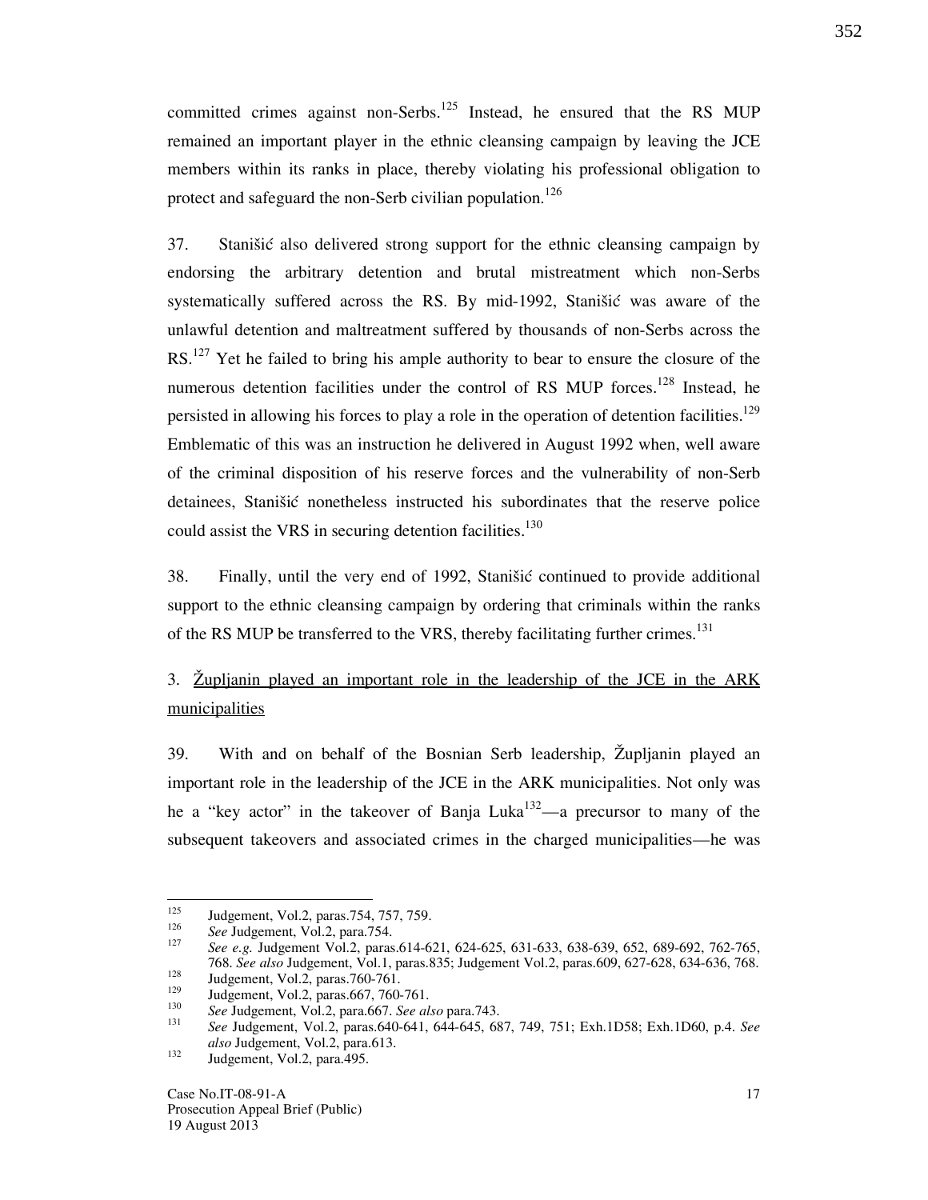committed crimes against non-Serbs.[125] Instead, he ensured that the RS MUP remained an important player in the ethnic cleansing campaign by leaving the JCE members within its ranks in place, thereby violating his professional obligation to protect and safeguard the non-Serb civilian population.[126]

37. Stanišić also delivered strong support for the ethnic cleansing campaign by endorsing the arbitrary detention and brutal mistreatment which non-Serbs systematically suffered across the RS. By mid-1992, Stanišić was aware of the unlawful detention and maltreatment suffered by thousands of non-Serbs across the RS.[127] Yet he failed to bring his ample authority to bear to ensure the closure of the numerous detention facilities under the control of RS MUP forces.[128] Instead, he persisted in allowing his forces to play a role in the operation of detention facilities.[129] Emblematic of this was an instruction he delivered in August 1992 when, well aware of the criminal disposition of his reserve forces and the vulnerability of non-Serb detainees, Stanišić nonetheless instructed his subordinates that the reserve police could assist the VRS in securing detention facilities.[130]

38. Finally, until the very end of 1992, Stanišić continued to provide additional support to the ethnic cleansing campaign by ordering that criminals within the ranks of the RS MUP be transferred to the VRS, thereby facilitating further crimes.[131]

### 3. Župljanin played an important role in the leadership of the JCE in the ARK municipalities

39. With and on behalf of the Bosnian Serb leadership, Župljanin played an important role in the leadership of the JCE in the ARK municipalities. Not only was he a "key actor" in the takeover of Banja Luka[132]—a precursor to many of the subsequent takeovers and associated crimes in the charged municipalities—he was

---

[125] Judgement, Vol.2, paras.754, 757, 759.

[126] *See* Judgement, Vol.2, para.754.

[127] *See e.g.* Judgement Vol.2, paras.614-621, 624-625, 631-633, 638-639, 652, 689-692, 762-765, 768. *See also* Judgement, Vol.1, paras.835; Judgement Vol.2, paras.609, 627-628, 634-636, 768.

[128] Judgement, Vol.2, paras.760-761.

[129] Judgement, Vol.2, paras.667, 760-761.

[130] *See* Judgement, Vol.2, para.667. *See also* para.743.

[131] *See* Judgement, Vol.2, paras.640-641, 644-645, 687, 749, 751; Exh.1D58; Exh.1D60, p.4. *See also* Judgement, Vol.2, para.613.

[132] Judgement, Vol.2, para.495.

Case No.IT-08-91-A
Prosecution Appeal Brief (Public)
19 August 2013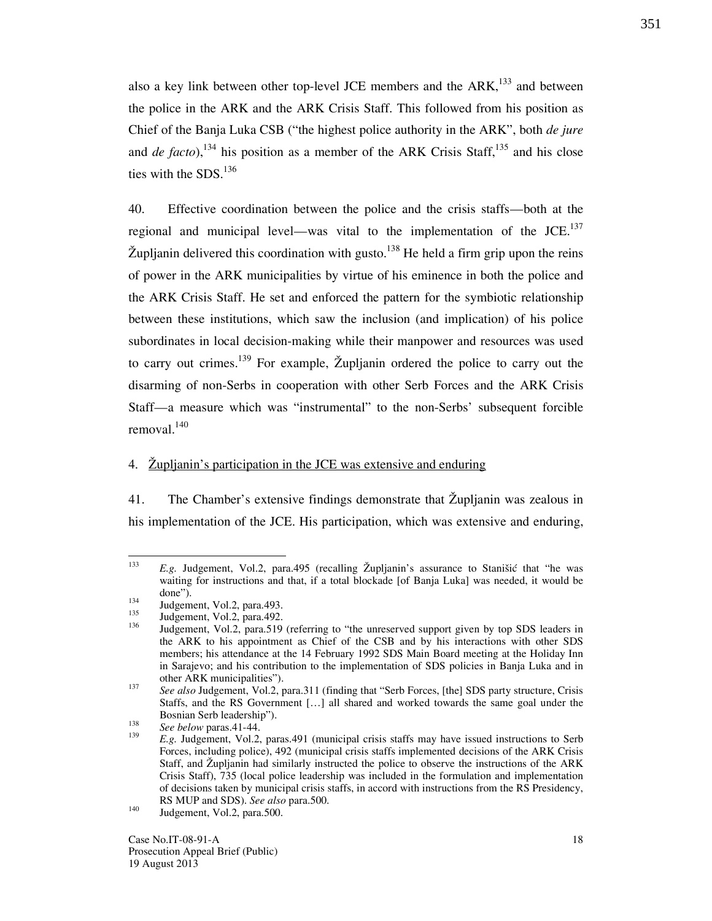also a key link between other top-level JCE members and the ARK,[133] and between the police in the ARK and the ARK Crisis Staff. This followed from his position as Chief of the Banja Luka CSB ("the highest police authority in the ARK", both *de jure* and *de facto*),[134] his position as a member of the ARK Crisis Staff,[135] and his close ties with the SDS.[136]

40. Effective coordination between the police and the crisis staffs—both at the regional and municipal level—was vital to the implementation of the JCE.[137] Župljanin delivered this coordination with gusto.[138] He held a firm grip upon the reins of power in the ARK municipalities by virtue of his eminence in both the police and the ARK Crisis Staff. He set and enforced the pattern for the symbiotic relationship between these institutions, which saw the inclusion (and implication) of his police subordinates in local decision-making while their manpower and resources was used to carry out crimes.[139] For example, Župljanin ordered the police to carry out the disarming of non-Serbs in cooperation with other Serb Forces and the ARK Crisis Staff—a measure which was "instrumental" to the non-Serbs' subsequent forcible removal.[140]

4. <u>Župljanin's participation in the JCE was extensive and enduring</u>

41. The Chamber's extensive findings demonstrate that Župljanin was zealous in his implementation of the JCE. His participation, which was extensive and enduring,

---

[133] *E.g.* Judgement, Vol.2, para.495 (recalling Župljanin's assurance to Stanišić that "he was waiting for instructions and that, if a total blockade [of Banja Luka] was needed, it would be done").

[134] Judgement, Vol.2, para.493.

[135] Judgement, Vol.2, para.492.

[136] Judgement, Vol.2, para.519 (referring to "the unreserved support given by top SDS leaders in the ARK to his appointment as Chief of the CSB and by his interactions with other SDS members; his attendance at the 14 February 1992 SDS Main Board meeting at the Holiday Inn in Sarajevo; and his contribution to the implementation of SDS policies in Banja Luka and in other ARK municipalities").

[137] *See also* Judgement, Vol.2, para.311 (finding that "Serb Forces, [the] SDS party structure, Crisis Staffs, and the RS Government […] all shared and worked towards the same goal under the Bosnian Serb leadership").

[138] *See below* paras.41-44.

[139] *E.g.* Judgement, Vol.2, paras.491 (municipal crisis staffs may have issued instructions to Serb Forces, including police), 492 (municipal crisis staffs implemented decisions of the ARK Crisis Staff, and Župljanin had similarly instructed the police to observe the instructions of the ARK Crisis Staff), 735 (local police leadership was included in the formulation and implementation of decisions taken by municipal crisis staffs, in accord with instructions from the RS Presidency, RS MUP and SDS). *See also* para.500.

[140] Judgement, Vol.2, para.500.

Case No.IT-08-91-A
Prosecution Appeal Brief (Public)
19 August 2013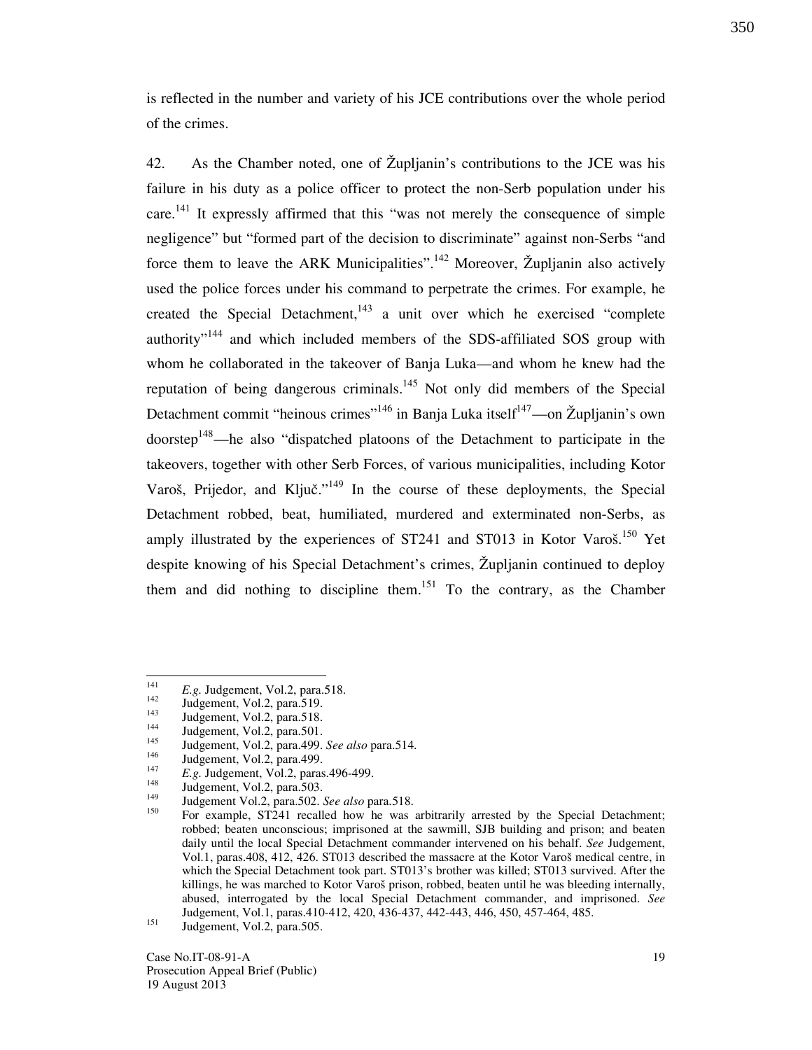is reflected in the number and variety of his JCE contributions over the whole period of the crimes.

42. As the Chamber noted, one of Župljanin's contributions to the JCE was his failure in his duty as a police officer to protect the non-Serb population under his care.[141] It expressly affirmed that this "was not merely the consequence of simple negligence" but "formed part of the decision to discriminate" against non-Serbs "and force them to leave the ARK Municipalities".[142] Moreover, Župljanin also actively used the police forces under his command to perpetrate the crimes. For example, he created the Special Detachment,[143] a unit over which he exercised "complete authority"[144] and which included members of the SDS-affiliated SOS group with whom he collaborated in the takeover of Banja Luka—and whom he knew had the reputation of being dangerous criminals.[145] Not only did members of the Special Detachment commit "heinous crimes"[146] in Banja Luka itself[147]—on Župljanin's own doorstep[148]—he also "dispatched platoons of the Detachment to participate in the takeovers, together with other Serb Forces, of various municipalities, including Kotor Varoš, Prijedor, and Ključ."[149] In the course of these deployments, the Special Detachment robbed, beat, humiliated, murdered and exterminated non-Serbs, as amply illustrated by the experiences of ST241 and ST013 in Kotor Varoš.[150] Yet despite knowing of his Special Detachment's crimes, Župljanin continued to deploy them and did nothing to discipline them.[151] To the contrary, as the Chamber

---

[141] *E.g.* Judgement, Vol.2, para.518.

[142] Judgement, Vol.2, para.519.

[143] Judgement, Vol.2, para.518.

[144] Judgement, Vol.2, para.501.

[145] Judgement, Vol.2, para.499. *See also* para.514.

[146] Judgement, Vol.2, para.499.

[147] *E.g.* Judgement, Vol.2, paras.496-499.

[148] Judgement, Vol.2, para.503.

[149] Judgement Vol.2, para.502. *See also* para.518.

[150] For example, ST241 recalled how he was arbitrarily arrested by the Special Detachment; robbed; beaten unconscious; imprisoned at the sawmill, SJB building and prison; and beaten daily until the local Special Detachment commander intervened on his behalf. *See* Judgement, Vol.1, paras.408, 412, 426. ST013 described the massacre at the Kotor Varoš medical centre, in which the Special Detachment took part. ST013's brother was killed; ST013 survived. After the killings, he was marched to Kotor Varoš prison, robbed, beaten until he was bleeding internally, abused, interrogated by the local Special Detachment commander, and imprisoned. *See* Judgement, Vol.1, paras.410-412, 420, 436-437, 442-443, 446, 450, 457-464, 485.

[151] Judgement, Vol.2, para.505.

Case No.IT-08-91-A
Prosecution Appeal Brief (Public)
19 August 2013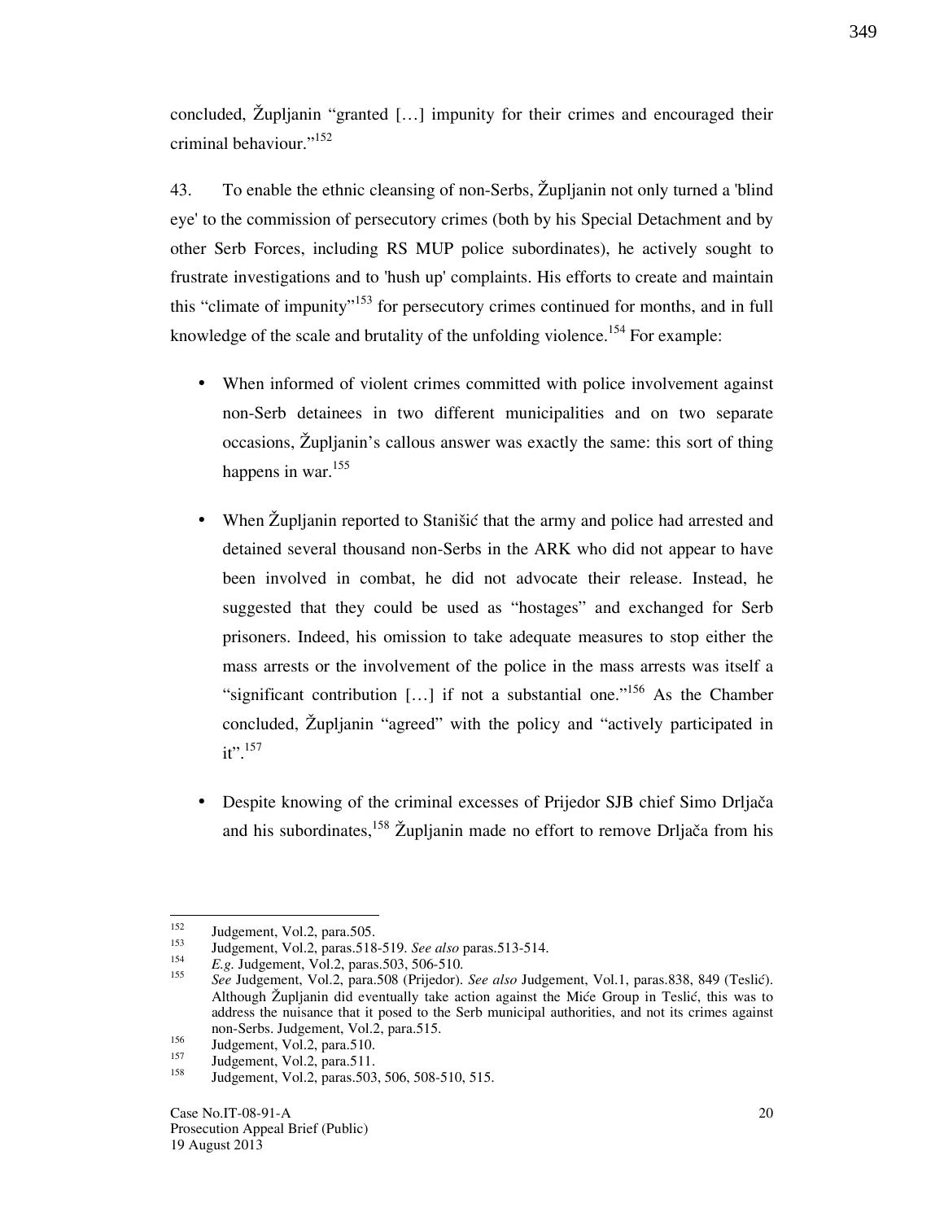concluded, Župljanin "granted […] impunity for their crimes and encouraged their criminal behaviour."[152]

43. To enable the ethnic cleansing of non-Serbs, Župljanin not only turned a 'blind eye' to the commission of persecutory crimes (both by his Special Detachment and by other Serb Forces, including RS MUP police subordinates), he actively sought to frustrate investigations and to 'hush up' complaints. His efforts to create and maintain this "climate of impunity"[153] for persecutory crimes continued for months, and in full knowledge of the scale and brutality of the unfolding violence.[154] For example:

- When informed of violent crimes committed with police involvement against non-Serb detainees in two different municipalities and on two separate occasions, Župljanin's callous answer was exactly the same: this sort of thing happens in war.[155]

- When Župljanin reported to Stanišić that the army and police had arrested and detained several thousand non-Serbs in the ARK who did not appear to have been involved in combat, he did not advocate their release. Instead, he suggested that they could be used as "hostages" and exchanged for Serb prisoners. Indeed, his omission to take adequate measures to stop either the mass arrests or the involvement of the police in the mass arrests was itself a "significant contribution […] if not a substantial one."[156] As the Chamber concluded, Župljanin "agreed" with the policy and "actively participated in it".[157]

- Despite knowing of the criminal excesses of Prijedor SJB chief Simo Drljača and his subordinates,[158] Župljanin made no effort to remove Drljača from his

---

[152] Judgement, Vol.2, para.505.

[153] Judgement, Vol.2, paras.518-519. *See also* paras.513-514.

[154] *E.g.* Judgement, Vol.2, paras.503, 506-510.

[155] *See* Judgement, Vol.2, para.508 (Prijedor). *See also* Judgement, Vol.1, paras.838, 849 (Teslić). Although Župljanin did eventually take action against the Miće Group in Teslić, this was to address the nuisance that it posed to the Serb municipal authorities, and not its crimes against non-Serbs. Judgement, Vol.2, para.515.

[156] Judgement, Vol.2, para.510.

[157] Judgement, Vol.2, para.511.

[158] Judgement, Vol.2, paras.503, 506, 508-510, 515.

Case No.IT-08-91-A
Prosecution Appeal Brief (Public)
19 August 2013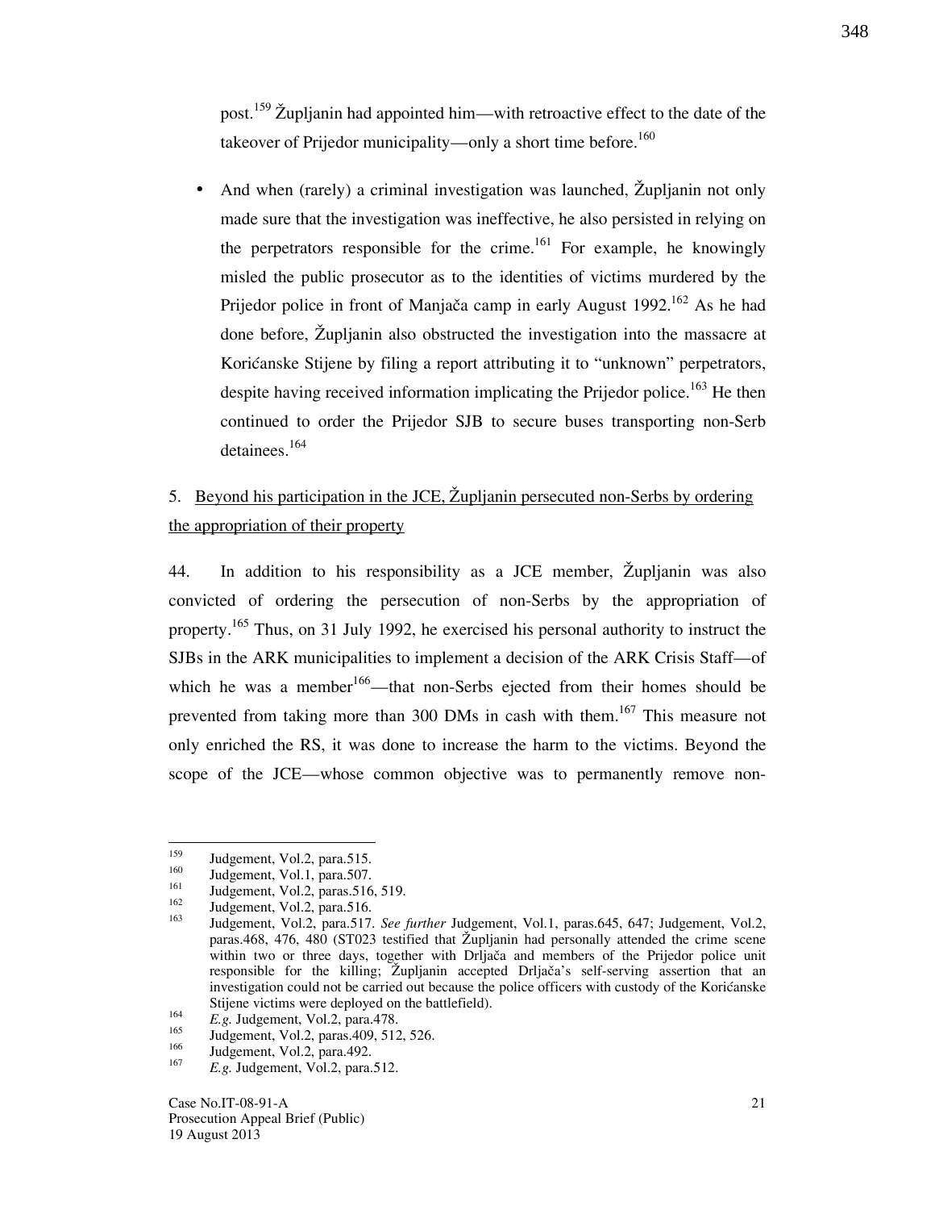post.[159] Župljanin had appointed him—with retroactive effect to the date of the takeover of Prijedor municipality—only a short time before.[160]

- And when (rarely) a criminal investigation was launched, Župljanin not only made sure that the investigation was ineffective, he also persisted in relying on the perpetrators responsible for the crime.[161] For example, he knowingly misled the public prosecutor as to the identities of victims murdered by the Prijedor police in front of Manjača camp in early August 1992.[162] As he had done before, Župljanin also obstructed the investigation into the massacre at Korićanske Stijene by filing a report attributing it to "unknown" perpetrators, despite having received information implicating the Prijedor police.[163] He then continued to order the Prijedor SJB to secure buses transporting non-Serb detainees.[164]

5. <u>Beyond his participation in the JCE, Župljanin persecuted non-Serbs by ordering the appropriation of their property</u>

44. In addition to his responsibility as a JCE member, Župljanin was also convicted of ordering the persecution of non-Serbs by the appropriation of property.[165] Thus, on 31 July 1992, he exercised his personal authority to instruct the SJBs in the ARK municipalities to implement a decision of the ARK Crisis Staff—of which he was a member[166]—that non-Serbs ejected from their homes should be prevented from taking more than 300 DMs in cash with them.[167] This measure not only enriched the RS, it was done to increase the harm to the victims. Beyond the scope of the JCE—whose common objective was to permanently remove non-

---

[159] Judgement, Vol.2, para.515.

[160] Judgement, Vol.1, para.507.

[161] Judgement, Vol.2, paras.516, 519.

[162] Judgement, Vol.2, para.516.

[163] Judgement, Vol.2, para.517. *See further* Judgement, Vol.1, paras.645, 647; Judgement, Vol.2, paras.468, 476, 480 (ST023 testified that Župljanin had personally attended the crime scene within two or three days, together with Drljača and members of the Prijedor police unit responsible for the killing; Župljanin accepted Drljača's self-serving assertion that an investigation could not be carried out because the police officers with custody of the Korićanske Stijene victims were deployed on the battlefield).

[164] *E.g.* Judgement, Vol.2, para.478.

[165] Judgement, Vol.2, paras.409, 512, 526.

[166] Judgement, Vol.2, para.492.

[167] *E.g.* Judgement, Vol.2, para.512.

Case No.IT-08-91-A
Prosecution Appeal Brief (Public)
19 August 2013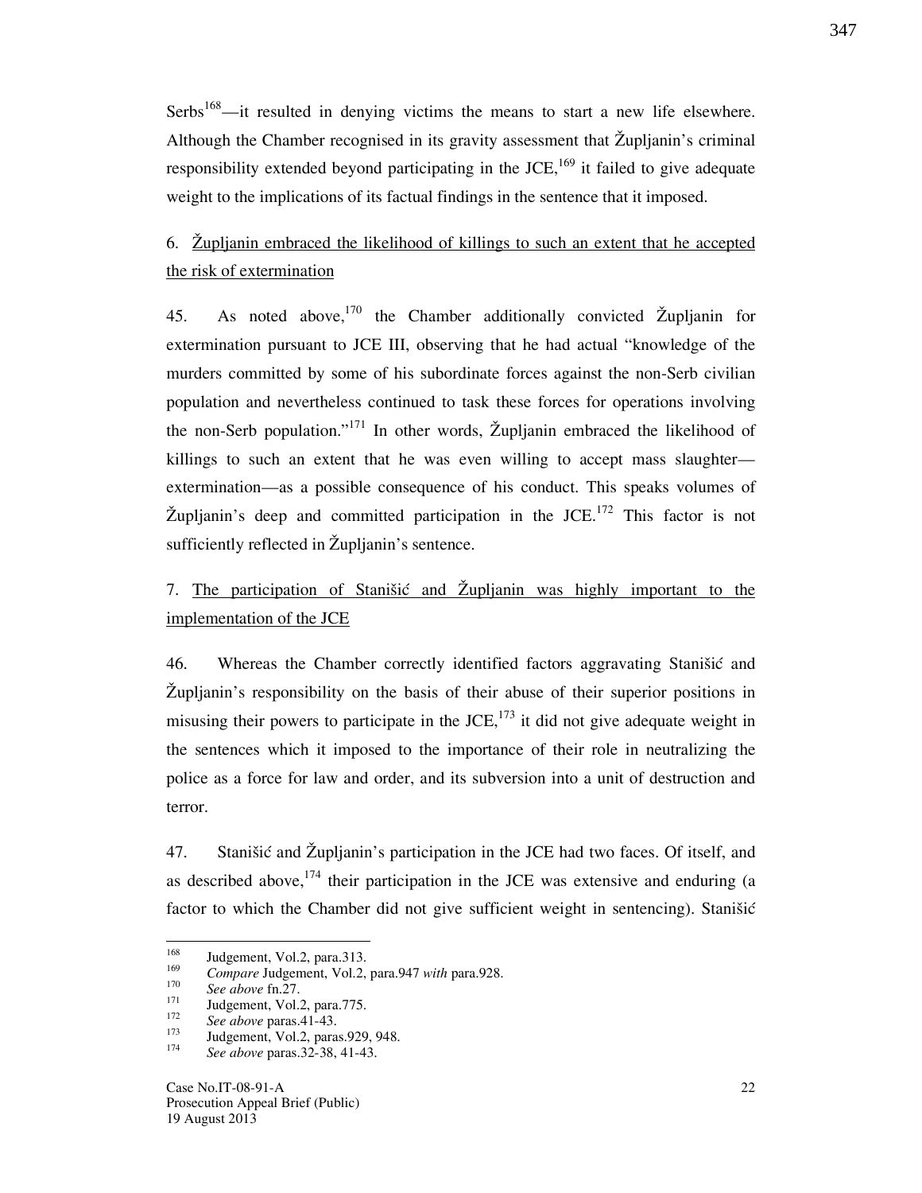Serbs[168]—it resulted in denying victims the means to start a new life elsewhere. Although the Chamber recognised in its gravity assessment that Župljanin's criminal responsibility extended beyond participating in the JCE,[169] it failed to give adequate weight to the implications of its factual findings in the sentence that it imposed.

6. <u>Župljanin embraced the likelihood of killings to such an extent that he accepted the risk of extermination</u>

45. As noted above,[170] the Chamber additionally convicted Župljanin for extermination pursuant to JCE III, observing that he had actual "knowledge of the murders committed by some of his subordinate forces against the non-Serb civilian population and nevertheless continued to task these forces for operations involving the non-Serb population."[171] In other words, Župljanin embraced the likelihood of killings to such an extent that he was even willing to accept mass slaughter—extermination—as a possible consequence of his conduct. This speaks volumes of Župljanin's deep and committed participation in the JCE.[172] This factor is not sufficiently reflected in Župljanin's sentence.

7. <u>The participation of Stanišić and Župljanin was highly important to the implementation of the JCE</u>

46. Whereas the Chamber correctly identified factors aggravating Stanišić and Župljanin's responsibility on the basis of their abuse of their superior positions in misusing their powers to participate in the JCE,[173] it did not give adequate weight in the sentences which it imposed to the importance of their role in neutralizing the police as a force for law and order, and its subversion into a unit of destruction and terror.

47. Stanišić and Župljanin's participation in the JCE had two faces. Of itself, and as described above,[174] their participation in the JCE was extensive and enduring (a factor to which the Chamber did not give sufficient weight in sentencing). Stanišić

---

[168] Judgement, Vol.2, para.313.
[169] *Compare* Judgement, Vol.2, para.947 *with* para.928.
[170] *See above* fn.27.
[171] Judgement, Vol.2, para.775.
[172] *See above* paras.41-43.
[173] Judgement, Vol.2, paras.929, 948.
[174] *See above* paras.32-38, 41-43.

Case No.IT-08-91-A
Prosecution Appeal Brief (Public)
19 August 2013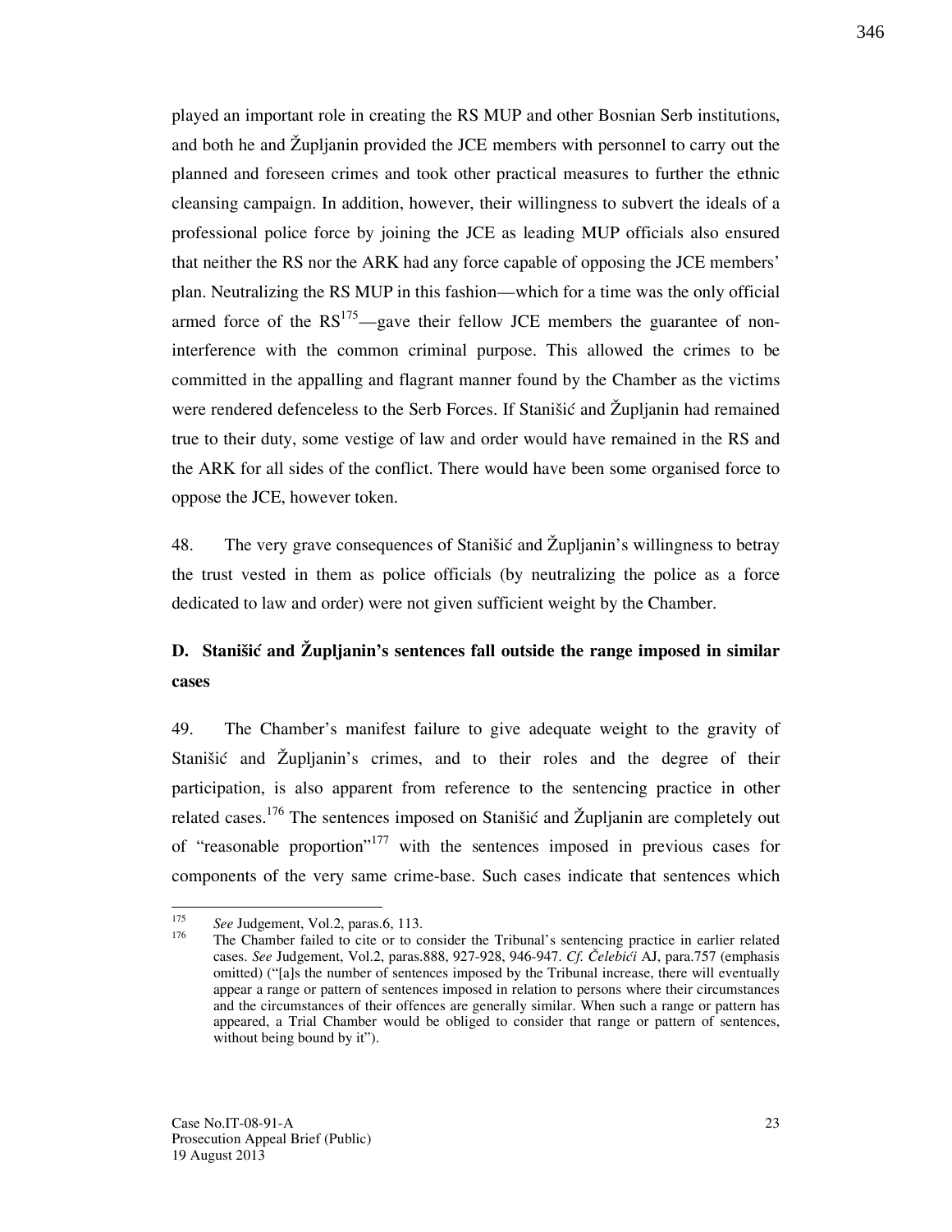played an important role in creating the RS MUP and other Bosnian Serb institutions, and both he and Župljanin provided the JCE members with personnel to carry out the planned and foreseen crimes and took other practical measures to further the ethnic cleansing campaign. In addition, however, their willingness to subvert the ideals of a professional police force by joining the JCE as leading MUP officials also ensured that neither the RS nor the ARK had any force capable of opposing the JCE members' plan. Neutralizing the RS MUP in this fashion—which for a time was the only official armed force of the RS[175]—gave their fellow JCE members the guarantee of non-interference with the common criminal purpose. This allowed the crimes to be committed in the appalling and flagrant manner found by the Chamber as the victims were rendered defenceless to the Serb Forces. If Stanišić and Župljanin had remained true to their duty, some vestige of law and order would have remained in the RS and the ARK for all sides of the conflict. There would have been some organised force to oppose the JCE, however token.

48. The very grave consequences of Stanišić and Župljanin's willingness to betray the trust vested in them as police officials (by neutralizing the police as a force dedicated to law and order) were not given sufficient weight by the Chamber.

## D. Stanišić and Župljanin's sentences fall outside the range imposed in similar cases

49. The Chamber's manifest failure to give adequate weight to the gravity of Stanišić and Župljanin's crimes, and to their roles and the degree of their participation, is also apparent from reference to the sentencing practice in other related cases.[176] The sentences imposed on Stanišić and Župljanin are completely out of "reasonable proportion"[177] with the sentences imposed in previous cases for components of the very same crime-base. Such cases indicate that sentences which

---

[175] *See* Judgement, Vol.2, paras.6, 113.

[176] The Chamber failed to cite or to consider the Tribunal's sentencing practice in earlier related cases. *See* Judgement, Vol.2, paras.888, 927-928, 946-947. *Cf. Čelebići* AJ, para.757 (emphasis omitted) ("[a]s the number of sentences imposed by the Tribunal increase, there will eventually appear a range or pattern of sentences imposed in relation to persons where their circumstances and the circumstances of their offences are generally similar. When such a range or pattern has appeared, a Trial Chamber would be obliged to consider that range or pattern of sentences, without being bound by it").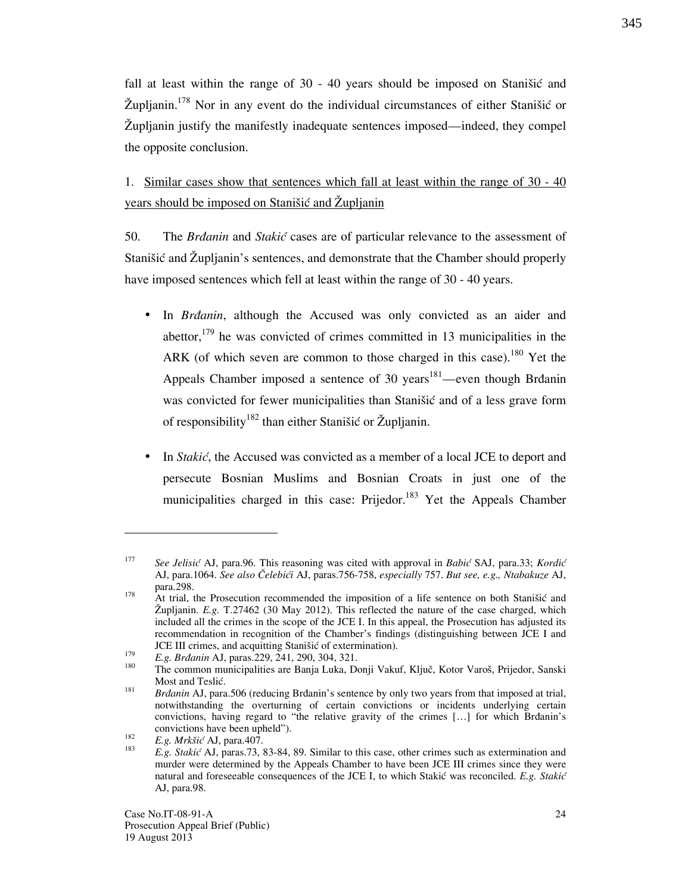fall at least within the range of 30 - 40 years should be imposed on Stanišić and Župljanin.[178] Nor in any event do the individual circumstances of either Stanišić or Župljanin justify the manifestly inadequate sentences imposed—indeed, they compel the opposite conclusion.

1. <u>Similar cases show that sentences which fall at least within the range of 30 - 40 years should be imposed on Stanišić and Župljanin</u>

50. The *Brđanin* and *Stakić* cases are of particular relevance to the assessment of Stanišić and Župljanin's sentences, and demonstrate that the Chamber should properly have imposed sentences which fell at least within the range of 30 - 40 years.

- In *Brđanin*, although the Accused was only convicted as an aider and abettor,[179] he was convicted of crimes committed in 13 municipalities in the ARK (of which seven are common to those charged in this case).[180] Yet the Appeals Chamber imposed a sentence of 30 years[181]—even though Brđanin was convicted for fewer municipalities than Stanišić and of a less grave form of responsibility[182] than either Stanišić or Župljanin.

- In *Stakić*, the Accused was convicted as a member of a local JCE to deport and persecute Bosnian Muslims and Bosnian Croats in just one of the municipalities charged in this case: Prijedor.[183] Yet the Appeals Chamber

---

[177] *See Jelisić* AJ, para.96. This reasoning was cited with approval in *Babić* SAJ, para.33; *Kordić* AJ, para.1064. *See also Čelebići* AJ, paras.756-758, *especially* 757. *But see, e.g., Ntabakuze* AJ, para.298.

[178] At trial, the Prosecution recommended the imposition of a life sentence on both Stanišić and Župljanin. *E.g.* T.27462 (30 May 2012). This reflected the nature of the case charged, which included all the crimes in the scope of the JCE I. In this appeal, the Prosecution has adjusted its recommendation in recognition of the Chamber's findings (distinguishing between JCE I and JCE III crimes, and acquitting Stanišić of extermination).

[179] *E.g. Brđanin* AJ, paras.229, 241, 290, 304, 321.

[180] The common municipalities are Banja Luka, Donji Vakuf, Ključ, Kotor Varoš, Prijedor, Sanski Most and Teslić.

[181] *Brđanin* AJ, para.506 (reducing Brđanin's sentence by only two years from that imposed at trial, notwithstanding the overturning of certain convictions or incidents underlying certain convictions, having regard to "the relative gravity of the crimes […] for which Brđanin's convictions have been upheld").

[182] *E.g. Mrkšić* AJ, para.407.

[183] *E.g. Stakić* AJ, paras.73, 83-84, 89. Similar to this case, other crimes such as extermination and murder were determined by the Appeals Chamber to have been JCE III crimes since they were natural and foreseeable consequences of the JCE I, to which Stakić was reconciled. *E.g. Stakić* AJ, para.98.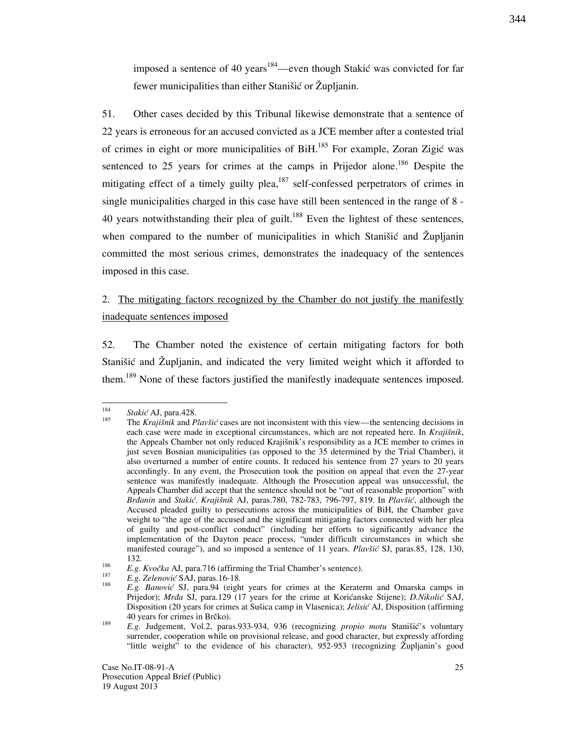imposed a sentence of 40 years[184]—even though Stakić was convicted for far fewer municipalities than either Stanišić or Župljanin.

51. Other cases decided by this Tribunal likewise demonstrate that a sentence of 22 years is erroneous for an accused convicted as a JCE member after a contested trial of crimes in eight or more municipalities of BiH.[185] For example, Zoran Zigić was sentenced to 25 years for crimes at the camps in Prijedor alone.[186] Despite the mitigating effect of a timely guilty plea,[187] self-confessed perpetrators of crimes in single municipalities charged in this case have still been sentenced in the range of 8 - 40 years notwithstanding their plea of guilt.[188] Even the lightest of these sentences, when compared to the number of municipalities in which Stanišić and Župljanin committed the most serious crimes, demonstrates the inadequacy of the sentences imposed in this case.

2. <u>The mitigating factors recognized by the Chamber do not justify the manifestly inadequate sentences imposed</u>

52. The Chamber noted the existence of certain mitigating factors for both Stanišić and Župljanin, and indicated the very limited weight which it afforded to them.[189] None of these factors justified the manifestly inadequate sentences imposed.

---

[184] *Stakić* AJ, para.428.

[185] The *Krajišnik* and *Plavšić* cases are not inconsistent with this view—the sentencing decisions in each case were made in exceptional circumstances, which are not repeated here. In *Krajišnik*, the Appeals Chamber not only reduced Krajišnik's responsibility as a JCE member to crimes in just seven Bosnian municipalities (as opposed to the 35 determined by the Trial Chamber), it also overturned a number of entire counts. It reduced his sentence from 27 years to 20 years accordingly. In any event, the Prosecution took the position on appeal that even the 27-year sentence was manifestly inadequate. Although the Prosecution appeal was unsuccessful, the Appeals Chamber did accept that the sentence should not be "out of reasonable proportion" with *Brdanin* and *Stakić*. *Krajišnik* AJ, paras.780, 782-783, 796-797, 819. In *Plavšić*, although the Accused pleaded guilty to persecutions across the municipalities of BiH, the Chamber gave weight to "the age of the accused and the significant mitigating factors connected with her plea of guilty and post-conflict conduct" (including her efforts to significantly advance the implementation of the Dayton peace process, "under difficult circumstances in which she manifested courage"), and so imposed a sentence of 11 years. *Plavšić* SJ, paras.85, 128, 130, 132.

[186] *E.g. Kvočka* AJ, para.716 (affirming the Trial Chamber's sentence).

[187] *E.g. Zelenović* SAJ, paras.16-18.

[188] *E.g. Banović* SJ, para.94 (eight years for crimes at the Keraterm and Omarska camps in Prijedor); *Mrđa* SJ, para.129 (17 years for the crime at Korićanske Stijene); *D.Nikolić* SAJ, Disposition (20 years for crimes at Sušica camp in Vlasenica); *Jelisić* AJ, Disposition (affirming 40 years for crimes in Brčko).

[189] *E.g.* Judgement, Vol.2, paras.933-934, 936 (recognizing *propio motu* Stanišić's voluntary surrender, cooperation while on provisional release, and good character, but expressly affording "little weight" to the evidence of his character), 952-953 (recognizing Župljanin's good

Case No.IT-08-91-A
Prosecution Appeal Brief (Public)
19 August 2013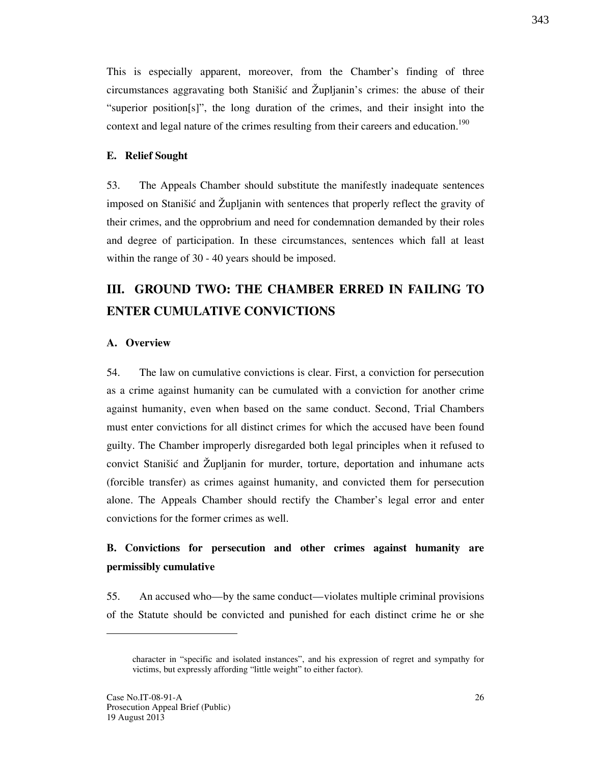This is especially apparent, moreover, from the Chamber's finding of three circumstances aggravating both Stanišić and Župljanin's crimes: the abuse of their "superior position[s]", the long duration of the crimes, and their insight into the context and legal nature of the crimes resulting from their careers and education.[190]

### E. Relief Sought

53. The Appeals Chamber should substitute the manifestly inadequate sentences imposed on Stanišić and Župljanin with sentences that properly reflect the gravity of their crimes, and the opprobrium and need for condemnation demanded by their roles and degree of participation. In these circumstances, sentences which fall at least within the range of 30 - 40 years should be imposed.

## III. GROUND TWO: THE CHAMBER ERRED IN FAILING TO ENTER CUMULATIVE CONVICTIONS

### A. Overview

54. The law on cumulative convictions is clear. First, a conviction for persecution as a crime against humanity can be cumulated with a conviction for another crime against humanity, even when based on the same conduct. Second, Trial Chambers must enter convictions for all distinct crimes for which the accused have been found guilty. The Chamber improperly disregarded both legal principles when it refused to convict Stanišić and Župljanin for murder, torture, deportation and inhumane acts (forcible transfer) as crimes against humanity, and convicted them for persecution alone. The Appeals Chamber should rectify the Chamber's legal error and enter convictions for the former crimes as well.

### B. Convictions for persecution and other crimes against humanity are permissibly cumulative

55. An accused who—by the same conduct—violates multiple criminal provisions of the Statute should be convicted and punished for each distinct crime he or she

---

character in "specific and isolated instances", and his expression of regret and sympathy for victims, but expressly affording "little weight" to either factor).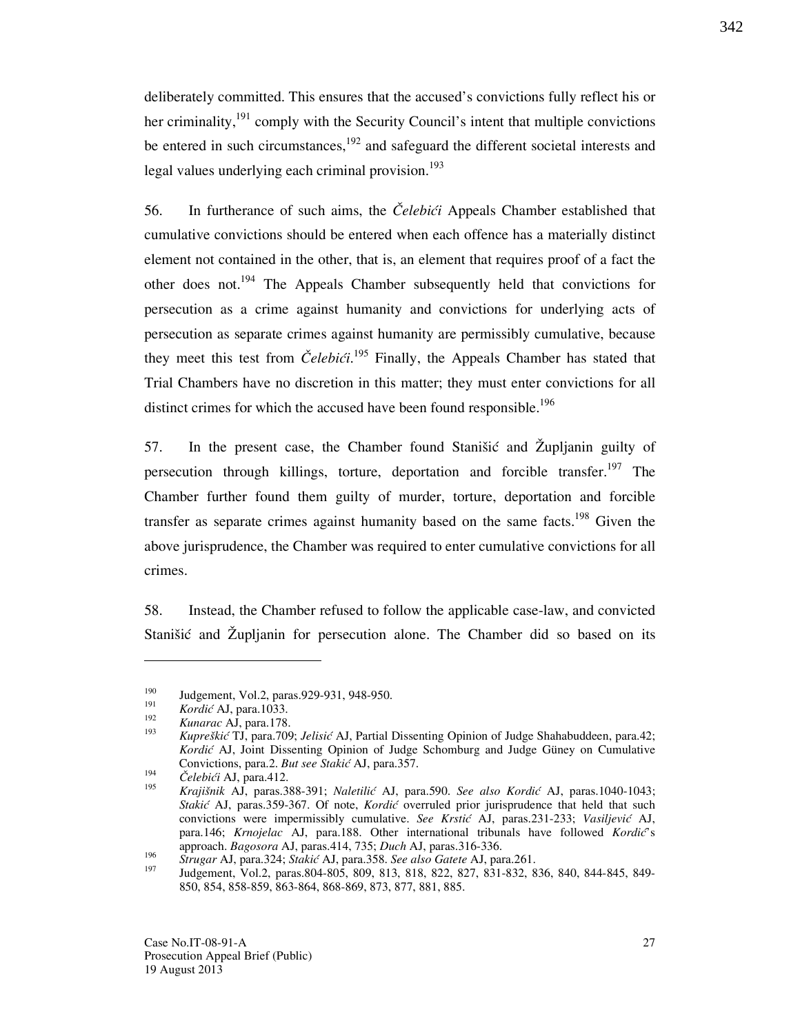deliberately committed. This ensures that the accused's convictions fully reflect his or her criminality,[191] comply with the Security Council's intent that multiple convictions be entered in such circumstances,[192] and safeguard the different societal interests and legal values underlying each criminal provision.[193]

56. In furtherance of such aims, the *Čelebići* Appeals Chamber established that cumulative convictions should be entered when each offence has a materially distinct element not contained in the other, that is, an element that requires proof of a fact the other does not.[194] The Appeals Chamber subsequently held that convictions for persecution as a crime against humanity and convictions for underlying acts of persecution as separate crimes against humanity are permissibly cumulative, because they meet this test from *Čelebići*.[195] Finally, the Appeals Chamber has stated that Trial Chambers have no discretion in this matter; they must enter convictions for all distinct crimes for which the accused have been found responsible.[196]

57. In the present case, the Chamber found Stanišić and Župljanin guilty of persecution through killings, torture, deportation and forcible transfer.[197] The Chamber further found them guilty of murder, torture, deportation and forcible transfer as separate crimes against humanity based on the same facts.[198] Given the above jurisprudence, the Chamber was required to enter cumulative convictions for all crimes.

58. Instead, the Chamber refused to follow the applicable case-law, and convicted Stanišić and Župljanin for persecution alone. The Chamber did so based on its

---

[190] Judgement, Vol.2, paras.929-931, 948-950.

[191] *Kordić* AJ, para.1033.

[192] *Kunarac* AJ, para.178.

[193] *Kupreškić* TJ, para.709; *Jelisić* AJ, Partial Dissenting Opinion of Judge Shahabuddeen, para.42; *Kordić* AJ, Joint Dissenting Opinion of Judge Schomburg and Judge Güney on Cumulative Convictions, para.2. *But see Stakić* AJ, para.357.

[194] *Čelebići* AJ, para.412.

[195] *Krajišnik* AJ, paras.388-391; *Naletilić* AJ, para.590. *See also Kordić* AJ, paras.1040-1043; *Stakić* AJ, paras.359-367. Of note, *Kordić* overruled prior jurisprudence that held that such convictions were impermissibly cumulative. *See Krstić* AJ, paras.231-233; *Vasiljević* AJ, para.146; *Krnojelac* AJ, para.188. Other international tribunals have followed *Kordić*'s approach. *Bagosora* AJ, paras.414, 735; *Duch* AJ, paras.316-336.

[196] *Strugar* AJ, para.324; *Stakić* AJ, para.358. *See also Gatete* AJ, para.261.

[197] Judgement, Vol.2, paras.804-805, 809, 813, 818, 822, 827, 831-832, 836, 840, 844-845, 849-850, 854, 858-859, 863-864, 868-869, 873, 877, 881, 885.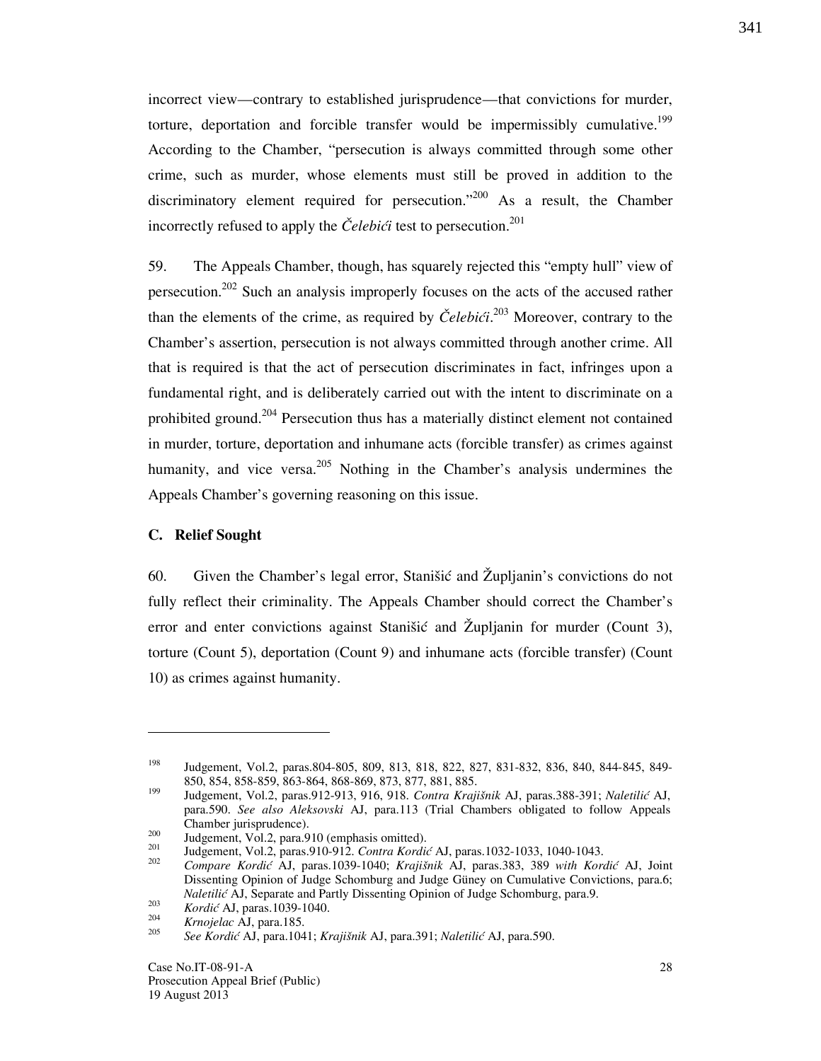incorrect view—contrary to established jurisprudence—that convictions for murder, torture, deportation and forcible transfer would be impermissibly cumulative.[199] According to the Chamber, "persecution is always committed through some other crime, such as murder, whose elements must still be proved in addition to the discriminatory element required for persecution."[200] As a result, the Chamber incorrectly refused to apply the *Čelebići* test to persecution.[201]

59. The Appeals Chamber, though, has squarely rejected this "empty hull" view of persecution.[202] Such an analysis improperly focuses on the acts of the accused rather than the elements of the crime, as required by *Čelebići*.[203] Moreover, contrary to the Chamber's assertion, persecution is not always committed through another crime. All that is required is that the act of persecution discriminates in fact, infringes upon a fundamental right, and is deliberately carried out with the intent to discriminate on a prohibited ground.[204] Persecution thus has a materially distinct element not contained in murder, torture, deportation and inhumane acts (forcible transfer) as crimes against humanity, and vice versa.[205] Nothing in the Chamber's analysis undermines the Appeals Chamber's governing reasoning on this issue.

### C. Relief Sought

60. Given the Chamber's legal error, Stanišić and Župljanin's convictions do not fully reflect their criminality. The Appeals Chamber should correct the Chamber's error and enter convictions against Stanišić and Župljanin for murder (Count 3), torture (Count 5), deportation (Count 9) and inhumane acts (forcible transfer) (Count 10) as crimes against humanity.

---

[198] Judgement, Vol.2, paras.804-805, 809, 813, 818, 822, 827, 831-832, 836, 840, 844-845, 849-850, 854, 858-859, 863-864, 868-869, 873, 877, 881, 885.

[199] Judgement, Vol.2, paras.912-913, 916, 918. *Contra Krajišnik* AJ, paras.388-391; *Naletilić* AJ, para.590. *See also Aleksovski* AJ, para.113 (Trial Chambers obligated to follow Appeals Chamber jurisprudence).

[200] Judgement, Vol.2, para.910 (emphasis omitted).

[201] Judgement, Vol.2, paras.910-912. *Contra Kordić* AJ, paras.1032-1033, 1040-1043.

[202] *Compare Kordić* AJ, paras.1039-1040; *Krajišnik* AJ, paras.383, 389 *with Kordić* AJ, Joint Dissenting Opinion of Judge Schomburg and Judge Güney on Cumulative Convictions, para.6; *Naletilić* AJ, Separate and Partly Dissenting Opinion of Judge Schomburg, para.9.

[203] *Kordić* AJ, paras.1039-1040.

[204] *Krnojelac* AJ, para.185.

[205] *See Kordić* AJ, para.1041; *Krajišnik* AJ, para.391; *Naletilić* AJ, para.590.

Case No.IT-08-91-A
Prosecution Appeal Brief (Public)
19 August 2013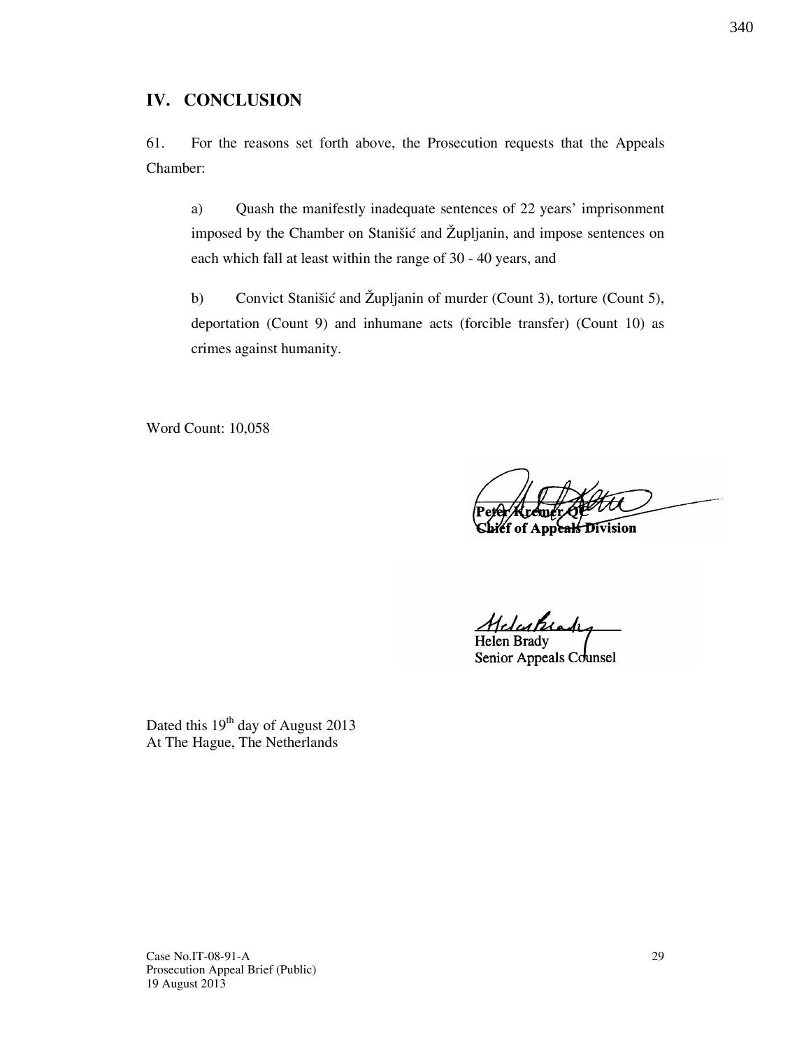## IV. CONCLUSION

61. For the reasons set forth above, the Prosecution requests that the Appeals Chamber:

a) Quash the manifestly inadequate sentences of 22 years' imprisonment imposed by the Chamber on Stanišić and Župljanin, and impose sentences on each which fall at least within the range of 30 - 40 years, and

b) Convict Stanišić and Župljanin of murder (Count 3), torture (Count 5), deportation (Count 9) and inhumane acts (forcible transfer) (Count 10) as crimes against humanity.

Word Count: 10,058

Peter Kremer QC
Chief of Appeals Division

Helen Brady
Senior Appeals Counsel

Dated this 19th day of August 2013
At The Hague, The Netherlands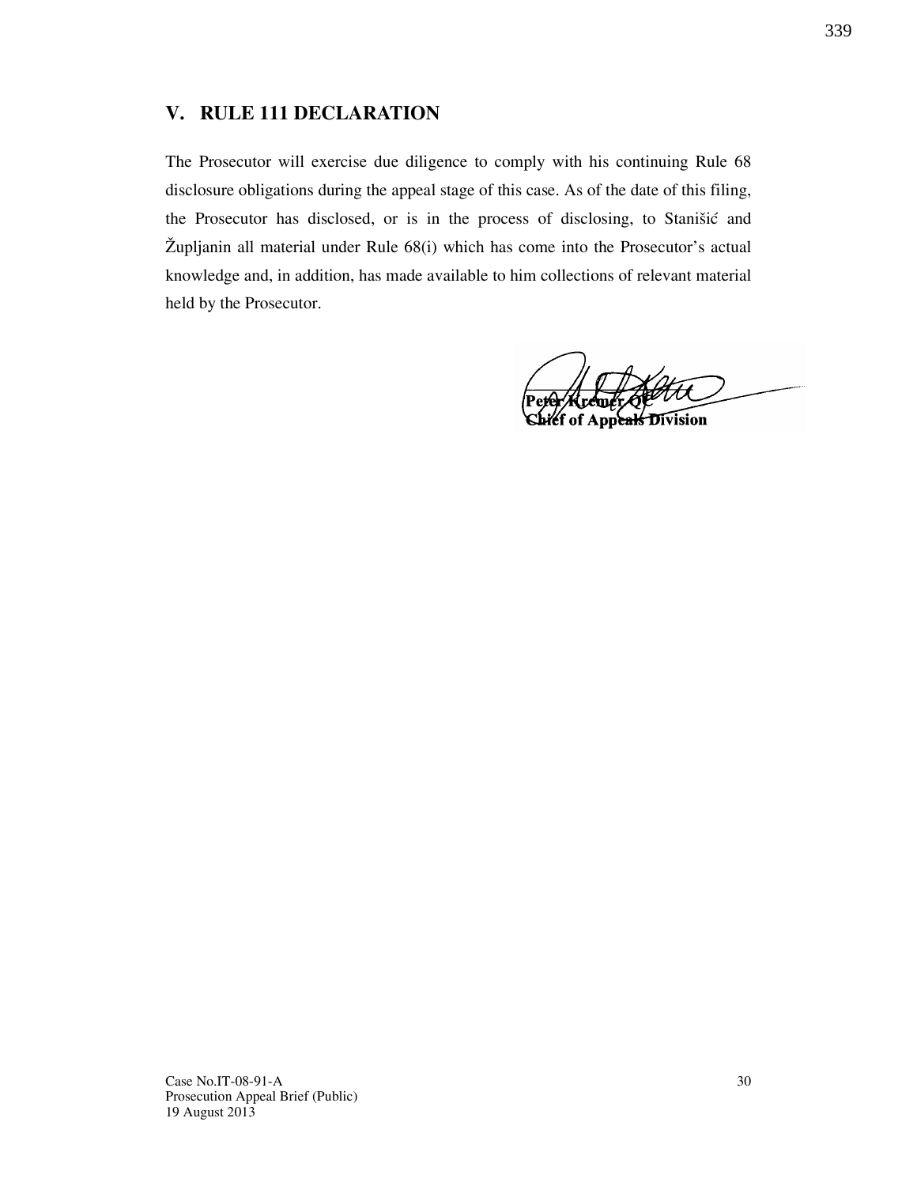## V. RULE 111 DECLARATION

The Prosecutor will exercise due diligence to comply with his continuing Rule 68 disclosure obligations during the appeal stage of this case. As of the date of this filing, the Prosecutor has disclosed, or is in the process of disclosing, to Stanišić and Župljanin all material under Rule 68(i) which has come into the Prosecutor's actual knowledge and, in addition, has made available to him collections of relevant material held by the Prosecutor.

**Peter Kremer QC**
**Chief of Appeals Division**

Case No.IT-08-91-A
Prosecution Appeal Brief (Public)
19 August 2013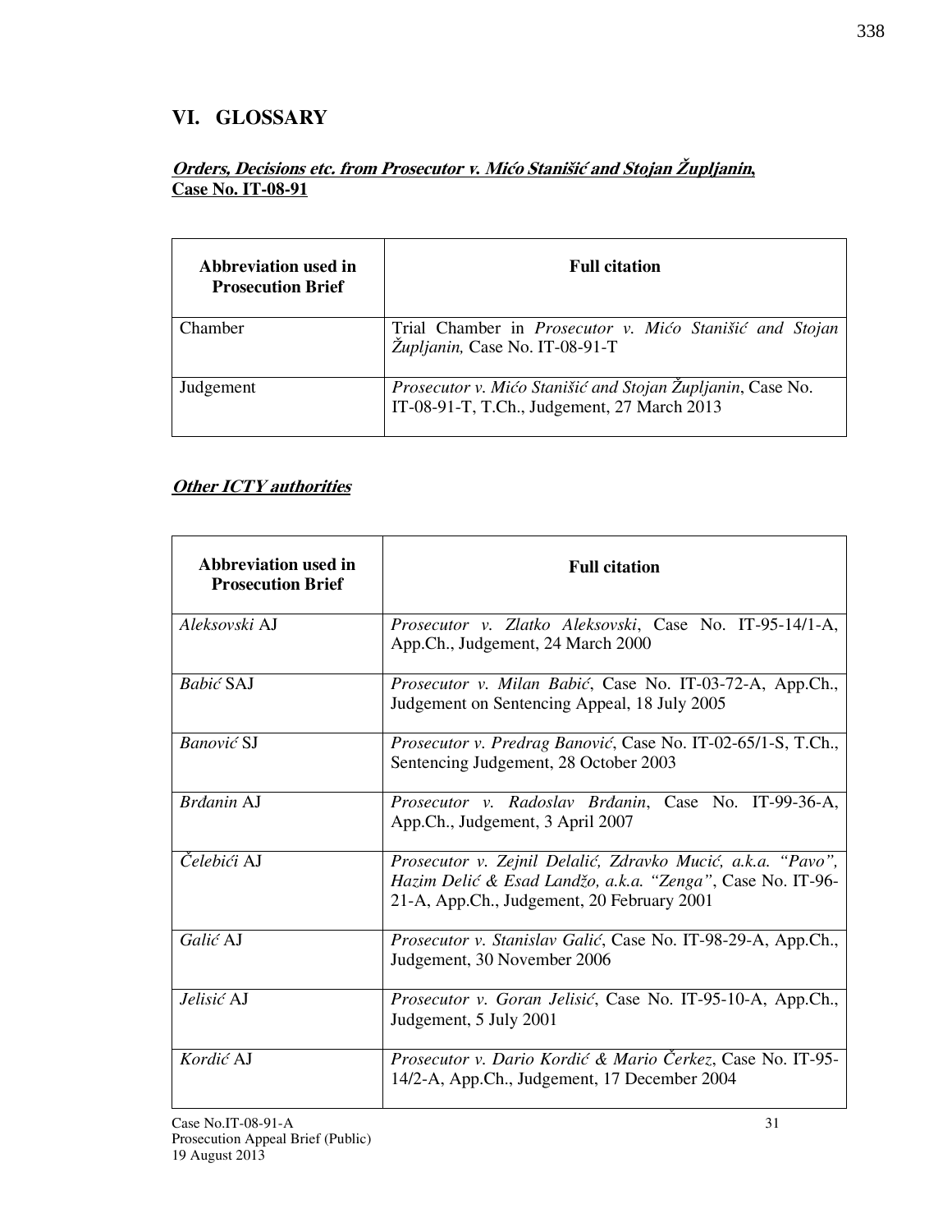## VI. GLOSSARY

***Orders, Decisions etc. from Prosecutor v. Mićo Stanišić and Stojan Župljanin,* Case No. IT-08-91**

| Abbreviation used in Prosecution Brief | Full citation |
| --- | --- |
| Chamber | Trial Chamber in *Prosecutor v. Mićo Stanišić and Stojan Župljanin,* Case No. IT-08-91-T |
| Judgement | *Prosecutor v. Mićo Stanišić and Stojan Župljanin*, Case No. IT-08-91-T, T.Ch., Judgement, 27 March 2013 |

***Other ICTY authorities***

| Abbreviation used in Prosecution Brief | Full citation |
| --- | --- |
| *Aleksovski* AJ | *Prosecutor v. Zlatko Aleksovski*, Case No. IT-95-14/1-A, App.Ch., Judgement, 24 March 2000 |
| *Babić* SAJ | *Prosecutor v. Milan Babić*, Case No. IT-03-72-A, App.Ch., Judgement on Sentencing Appeal, 18 July 2005 |
| *Banović* SJ | *Prosecutor v. Predrag Banović*, Case No. IT-02-65/1-S, T.Ch., Sentencing Judgement, 28 October 2003 |
| *Brđanin* AJ | *Prosecutor v. Radoslav Brđanin*, Case No. IT-99-36-A, App.Ch., Judgement, 3 April 2007 |
| *Čelebići* AJ | *Prosecutor v. Zejnil Delalić, Zdravko Mucić, a.k.a. "Pavo", Hazim Delić & Esad Landžo, a.k.a. "Zenga"*, Case No. IT-96-21-A, App.Ch., Judgement, 20 February 2001 |
| *Galić* AJ | *Prosecutor v. Stanislav Galić*, Case No. IT-98-29-A, App.Ch., Judgement, 30 November 2006 |
| *Jelisić* AJ | *Prosecutor v. Goran Jelisić*, Case No. IT-95-10-A, App.Ch., Judgement, 5 July 2001 |
| *Kordić* AJ | *Prosecutor v. Dario Kordić & Mario Čerkez*, Case No. IT-95-14/2-A, App.Ch., Judgement, 17 December 2004 |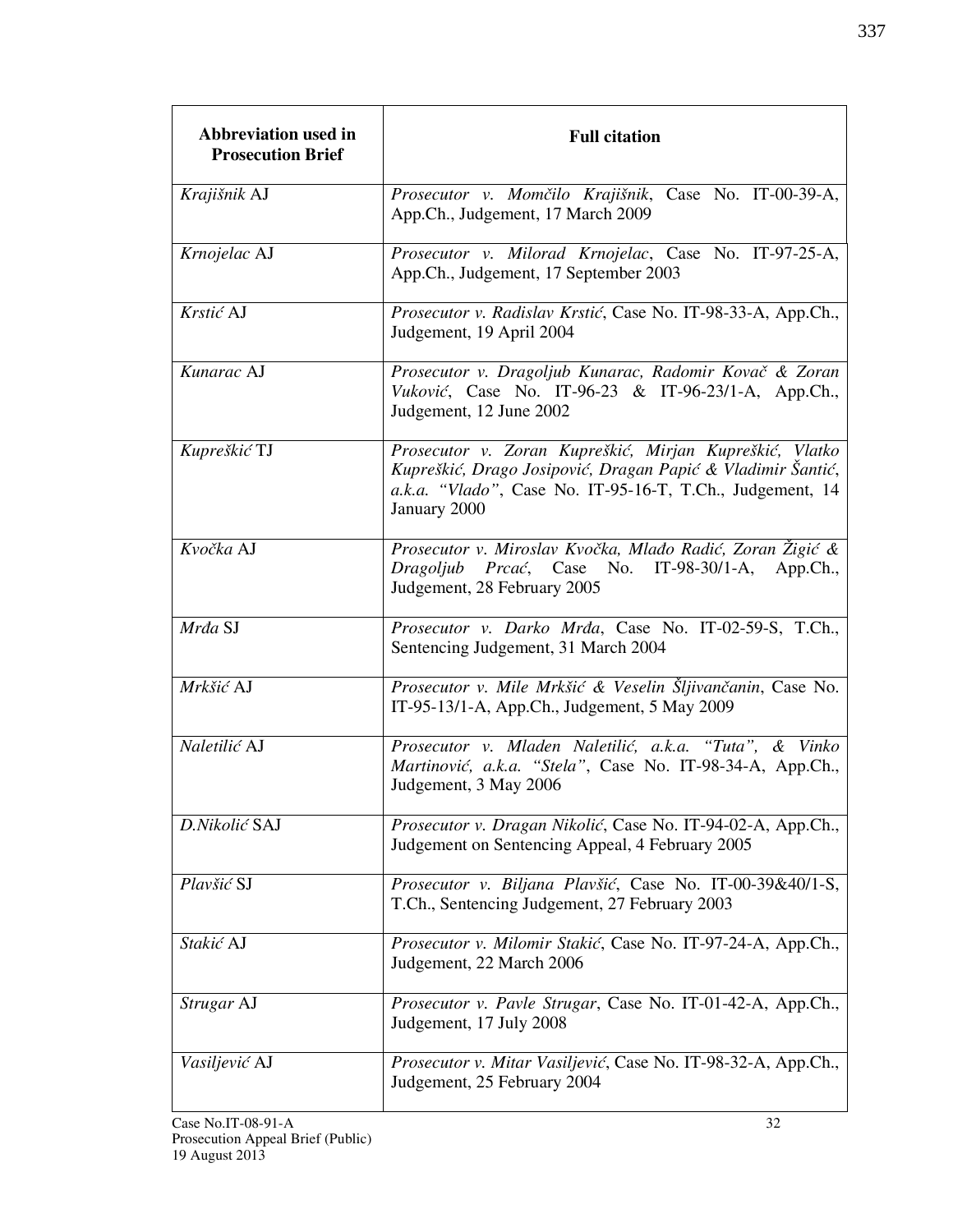| Abbreviation used in Prosecution Brief | Full citation |
| --- | --- |
| *Krajišnik* AJ | *Prosecutor v. Momčilo Krajišnik*, Case No. IT-00-39-A, App.Ch., Judgement, 17 March 2009 |
| *Krnojelac* AJ | *Prosecutor v. Milorad Krnojelac*, Case No. IT-97-25-A, App.Ch., Judgement, 17 September 2003 |
| *Krstić* AJ | *Prosecutor v. Radislav Krstić*, Case No. IT-98-33-A, App.Ch., Judgement, 19 April 2004 |
| *Kunarac* AJ | *Prosecutor v. Dragoljub Kunarac, Radomir Kovač & Zoran Vuković*, Case No. IT-96-23 & IT-96-23/1-A, App.Ch., Judgement, 12 June 2002 |
| *Kupreškić* TJ | *Prosecutor v. Zoran Kupreškić, Mirjan Kupreškić, Vlatko Kupreškić, Drago Josipović, Dragan Papić & Vladimir Šantić, a.k.a. "Vlado"*, Case No. IT-95-16-T, T.Ch., Judgement, 14 January 2000 |
| *Kvočka* AJ | *Prosecutor v. Miroslav Kvočka, Mlađo Radić, Zoran Žigić & Dragoljub Prcać*, Case No. IT-98-30/1-A, App.Ch., Judgement, 28 February 2005 |
| *Mrđa* SJ | *Prosecutor v. Darko Mrđa*, Case No. IT-02-59-S, T.Ch., Sentencing Judgement, 31 March 2004 |
| *Mrkšić* AJ | *Prosecutor v. Mile Mrkšić & Veselin Šljivančanin*, Case No. IT-95-13/1-A, App.Ch., Judgement, 5 May 2009 |
| *Naletilić* AJ | *Prosecutor v. Mladen Naletilić, a.k.a. "Tuta", & Vinko Martinović, a.k.a. "Stela"*, Case No. IT-98-34-A, App.Ch., Judgement, 3 May 2006 |
| *D.Nikolić* SAJ | *Prosecutor v. Dragan Nikolić*, Case No. IT-94-02-A, App.Ch., Judgement on Sentencing Appeal, 4 February 2005 |
| *Plavšić* SJ | *Prosecutor v. Biljana Plavšić*, Case No. IT-00-39&40/1-S, T.Ch., Sentencing Judgement, 27 February 2003 |
| *Stakić* AJ | *Prosecutor v. Milomir Stakić*, Case No. IT-97-24-A, App.Ch., Judgement, 22 March 2006 |
| *Strugar* AJ | *Prosecutor v. Pavle Strugar*, Case No. IT-01-42-A, App.Ch., Judgement, 17 July 2008 |
| *Vasiljević* AJ | *Prosecutor v. Mitar Vasiljević*, Case No. IT-98-32-A, App.Ch., Judgement, 25 February 2004 |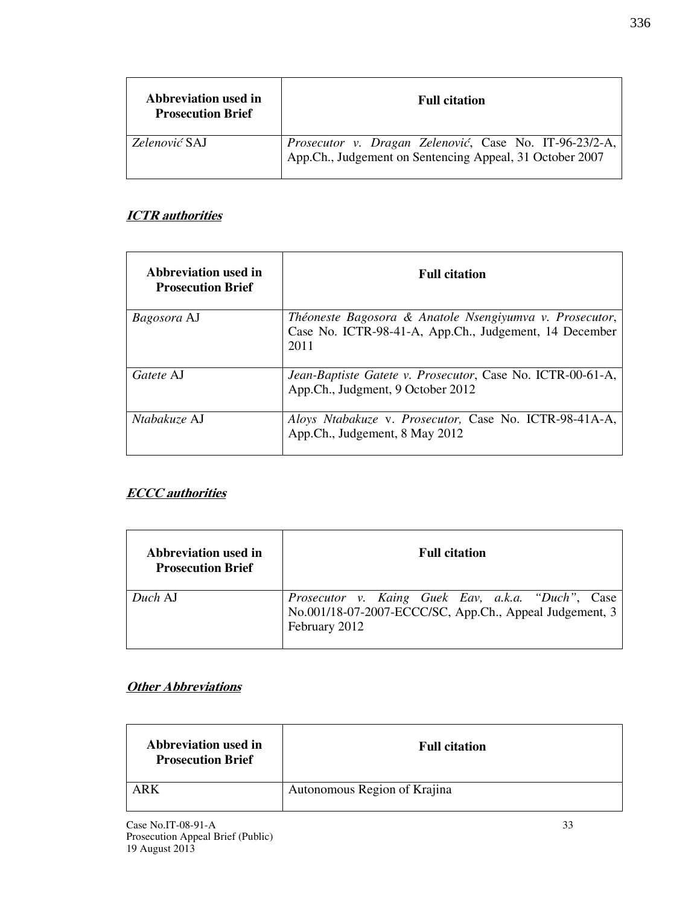| Abbreviation used in Prosecution Brief | Full citation |
| --- | --- |
| *Zelenović* SAJ | *Prosecutor v. Dragan Zelenović*, Case No. IT-96-23/2-A, App.Ch., Judgement on Sentencing Appeal, 31 October 2007 |

## ***ICTR authorities***

| Abbreviation used in Prosecution Brief | Full citation |
| --- | --- |
| *Bagosora* AJ | *Théoneste Bagosora & Anatole Nsengiyumva v. Prosecutor*, Case No. ICTR-98-41-A, App.Ch., Judgement, 14 December 2011 |
| *Gatete* AJ | *Jean-Baptiste Gatete v. Prosecutor*, Case No. ICTR-00-61-A, App.Ch., Judgment, 9 October 2012 |
| *Ntabakuze* AJ | *Aloys Ntabakuze* v. *Prosecutor,* Case No. ICTR-98-41A-A, App.Ch., Judgement, 8 May 2012 |

## ***ECCC authorities***

| Abbreviation used in Prosecution Brief | Full citation |
| --- | --- |
| *Duch* AJ | *Prosecutor v. Kaing Guek Eav, a.k.a. "Duch"*, Case No.001/18-07-2007-ECCC/SC, App.Ch., Appeal Judgement, 3 February 2012 |

## ***Other Abbreviations***

| Abbreviation used in Prosecution Brief | Full citation |
| --- | --- |
| ARK | Autonomous Region of Krajina |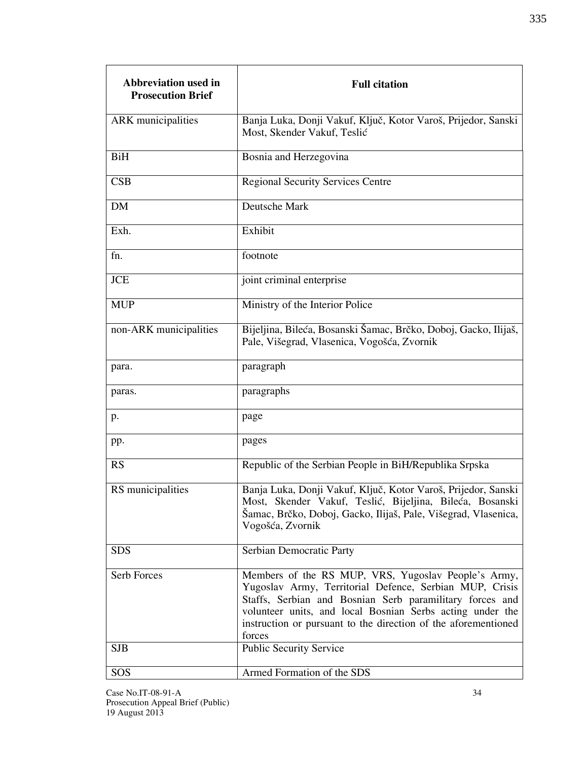| Abbreviation used in Prosecution Brief | Full citation |
|---|---|
| ARK municipalities | Banja Luka, Donji Vakuf, Ključ, Kotor Varoš, Prijedor, Sanski Most, Skender Vakuf, Teslić |
| BiH | Bosnia and Herzegovina |
| CSB | Regional Security Services Centre |
| DM | Deutsche Mark |
| Exh. | Exhibit |
| fn. | footnote |
| JCE | joint criminal enterprise |
| MUP | Ministry of the Interior Police |
| non-ARK municipalities | Bijeljina, Bileća, Bosanski Šamac, Brčko, Doboj, Gacko, Ilijaš, Pale, Višegrad, Vlasenica, Vogošća, Zvornik |
| para. | paragraph |
| paras. | paragraphs |
| p. | page |
| pp. | pages |
| RS | Republic of the Serbian People in BiH/Republika Srpska |
| RS municipalities | Banja Luka, Donji Vakuf, Ključ, Kotor Varoš, Prijedor, Sanski Most, Skender Vakuf, Teslić, Bijeljina, Bileća, Bosanski Šamac, Brčko, Doboj, Gacko, Ilijaš, Pale, Višegrad, Vlasenica, Vogošća, Zvornik |
| SDS | Serbian Democratic Party |
| Serb Forces | Members of the RS MUP, VRS, Yugoslav People's Army, Yugoslav Army, Territorial Defence, Serbian MUP, Crisis Staffs, Serbian and Bosnian Serb paramilitary forces and volunteer units, and local Bosnian Serbs acting under the instruction or pursuant to the direction of the aforementioned forces |
| SJB | Public Security Service |
| SOS | Armed Formation of the SDS |

Case No.IT-08-91-A
Prosecution Appeal Brief (Public)
19 August 2013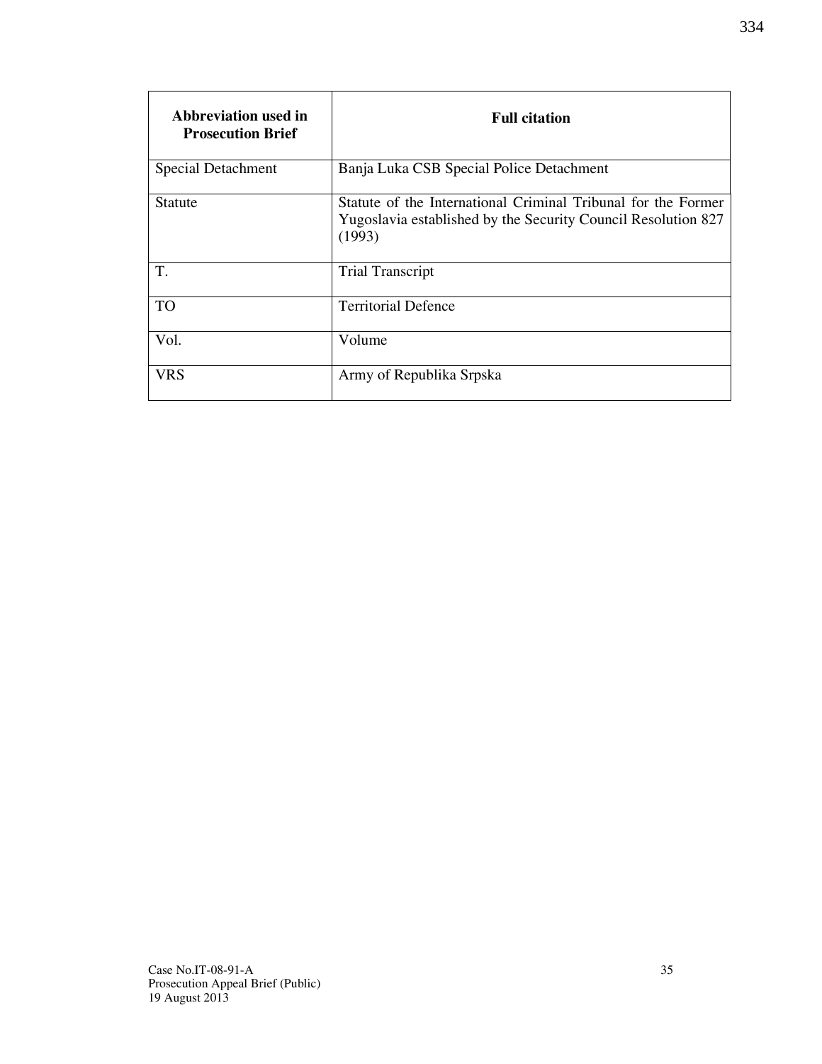| Abbreviation used in Prosecution Brief | Full citation |
|---|---|
| Special Detachment | Banja Luka CSB Special Police Detachment |
| Statute | Statute of the International Criminal Tribunal for the Former Yugoslavia established by the Security Council Resolution 827 (1993) |
| T. | Trial Transcript |
| TO | Territorial Defence |
| Vol. | Volume |
| VRS | Army of Republika Srpska |